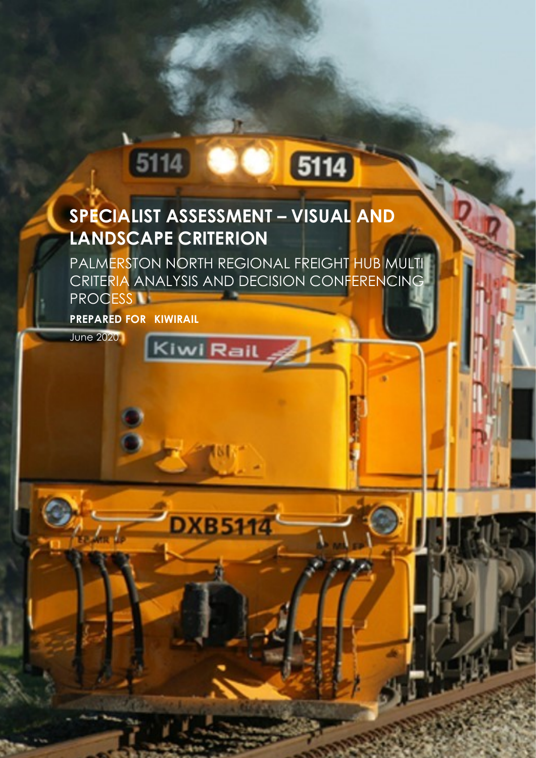# SPECIALIST ASSESSMENT – VISUAL AND LANDSCAPE CRITERION

PALMERSTON NORTH REGIONAL FREIGHT HUB MULTI CRITERIA ANALYSIS AND DECISION CONFERENCING PROCESS

**PREPARED FOR KIWIRAIL**

June 2020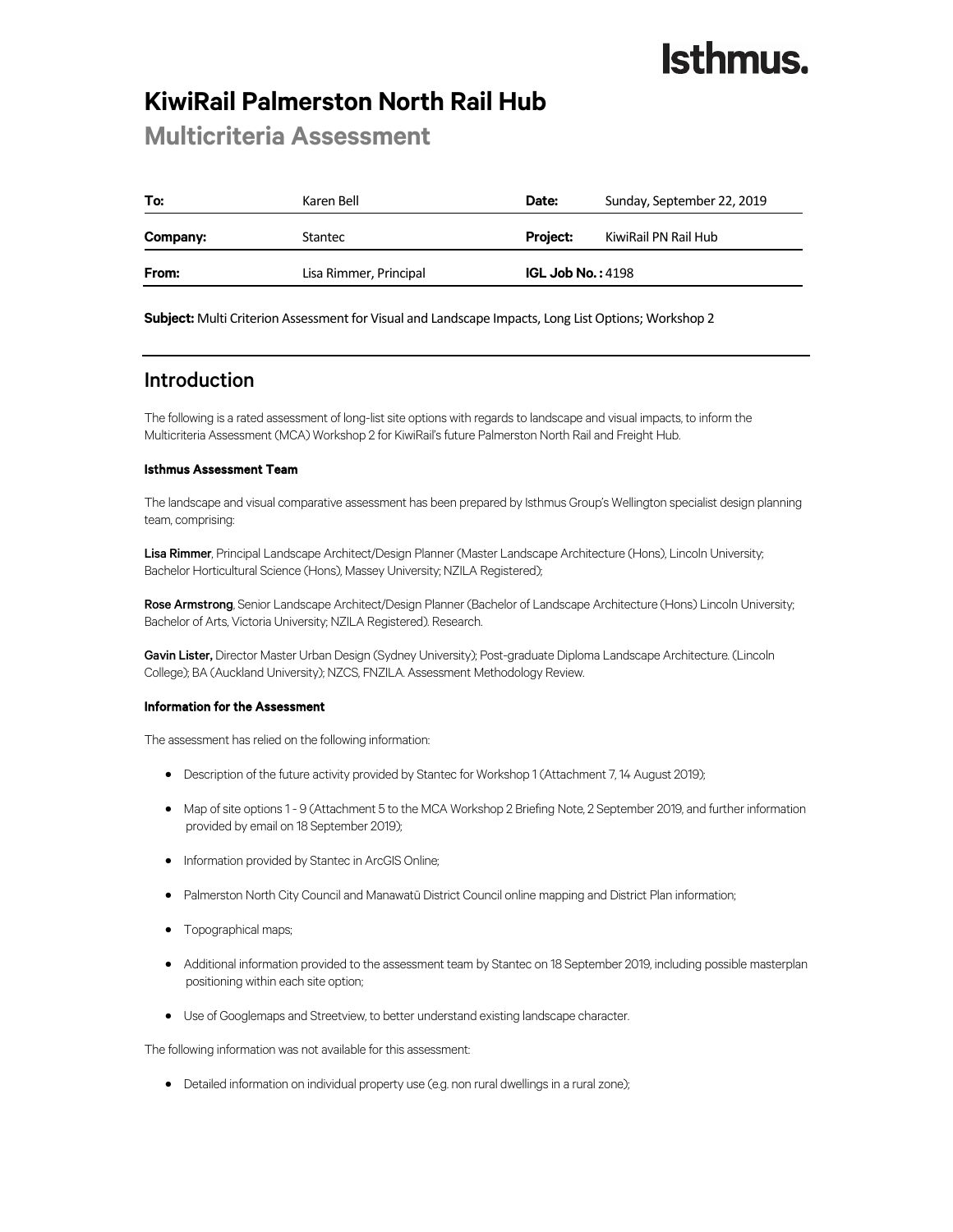# KiwiRail Palmerston North Rail Hub

## Multicriteria Assessment

| To: | Karen Bell | Date: | Sunday, September 22, 2019 |
|---|---|---|---|
| **Company:** | Stantec | **Project:** | KiwiRail PN Rail Hub |
| **From:** | Lisa Rimmer, Principal | **IGL Job No. :** 4198 | |

**Subject:** Multi Criterion Assessment for Visual and Landscape Impacts, Long List Options; Workshop 2

## Introduction

The following is a rated assessment of long-list site options with regards to landscape and visual impacts, to inform the Multicriteria Assessment (MCA) Workshop 2 for KiwiRail's future Palmerston North Rail and Freight Hub.

### Isthmus Assessment Team

The landscape and visual comparative assessment has been prepared by Isthmus Group's Wellington specialist design planning team, comprising:

**Lisa Rimmer**, Principal Landscape Architect/Design Planner (Master Landscape Architecture (Hons), Lincoln University; Bachelor Horticultural Science (Hons), Massey University; NZILA Registered);

**Rose Armstrong**, Senior Landscape Architect/Design Planner (Bachelor of Landscape Architecture (Hons) Lincoln University; Bachelor of Arts, Victoria University; NZILA Registered). Research.

**Gavin Lister,** Director Master Urban Design (Sydney University); Post-graduate Diploma Landscape Architecture. (Lincoln College); BA (Auckland University); NZCS, FNZILA. Assessment Methodology Review.

### Information for the Assessment

The assessment has relied on the following information:

- Description of the future activity provided by Stantec for Workshop 1 (Attachment 7, 14 August 2019);
- Map of site options 1 - 9 (Attachment 5 to the MCA Workshop 2 Briefing Note, 2 September 2019, and further information provided by email on 18 September 2019);
- Information provided by Stantec in ArcGIS Online;
- Palmerston North City Council and Manawatū District Council online mapping and District Plan information;
- Topographical maps;
- Additional information provided to the assessment team by Stantec on 18 September 2019, including possible masterplan positioning within each site option;
- Use of Googlemaps and Streetview, to better understand existing landscape character.

The following information was not available for this assessment:

- Detailed information on individual property use (e.g. non rural dwellings in a rural zone);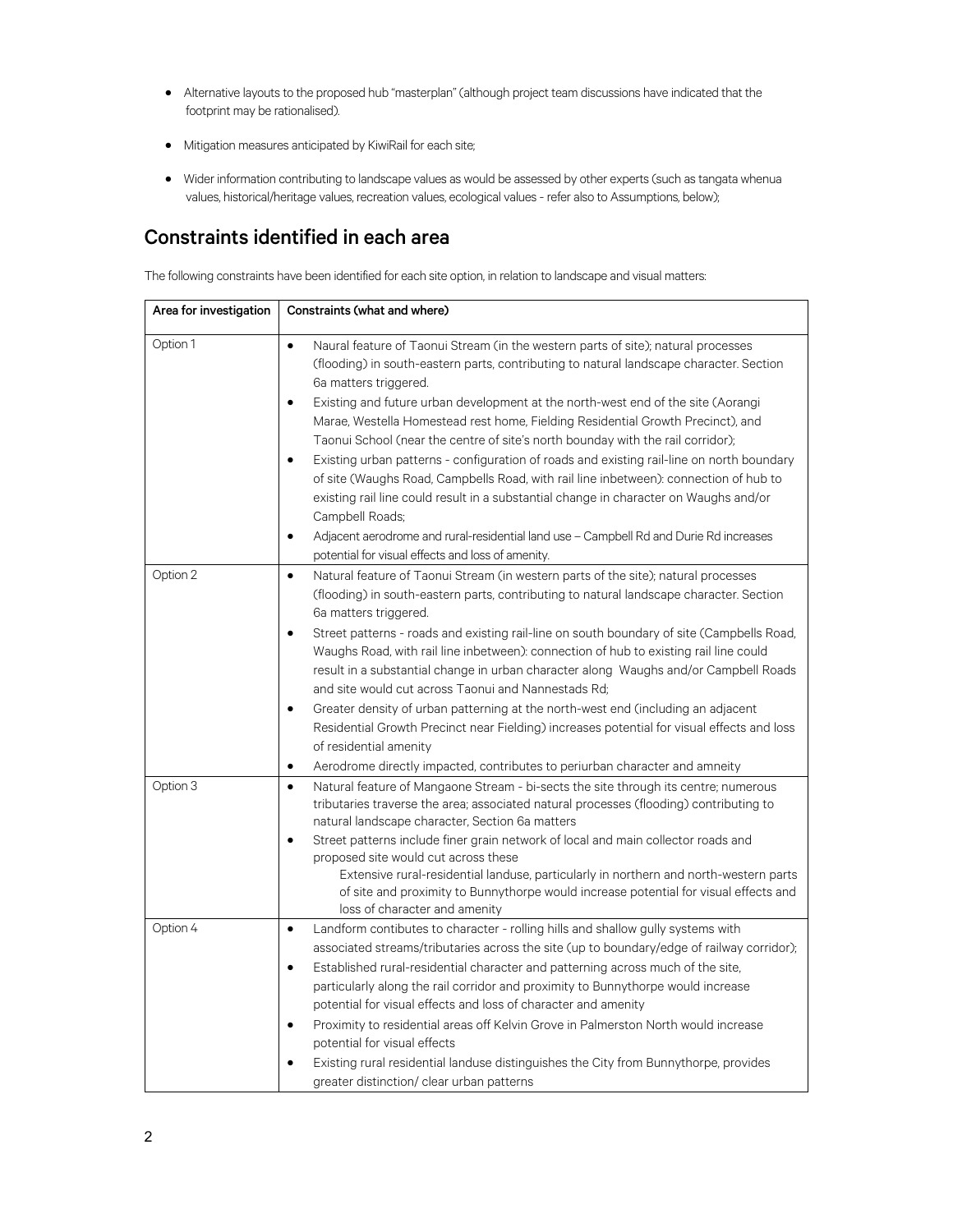- Alternative layouts to the proposed hub "masterplan" (although project team discussions have indicated that the footprint may be rationalised).
- Mitigation measures anticipated by KiwiRail for each site;
- Wider information contributing to landscape values as would be assessed by other experts (such as tangata whenua values, historical/heritage values, recreation values, ecological values - refer also to Assumptions, below);

## Constraints identified in each area

The following constraints have been identified for each site option, in relation to landscape and visual matters:

| Area for investigation | Constraints (what and where) |
|---|---|
| Option 1 | • Naural feature of Taonui Stream (in the western parts of site); natural processes (flooding) in south-eastern parts, contributing to natural landscape character. Section 6a matters triggered.<br>• Existing and future urban development at the north-west end of the site (Aorangi Marae, Westella Homestead rest home, Fielding Residential Growth Precinct), and Taonui School (near the centre of site's north bounday with the rail corridor);<br>• Existing urban patterns - configuration of roads and existing rail-line on north boundary of site (Waughs Road, Campbells Road, with rail line inbetween): connection of hub to existing rail line could result in a substantial change in character on Waughs and/or Campbell Roads;<br>• Adjacent aerodrome and rural-residential land use – Campbell Rd and Durie Rd increases potential for visual effects and loss of amenity. |
| Option 2 | • Natural feature of Taonui Stream (in western parts of the site); natural processes (flooding) in south-eastern parts, contributing to natural landscape character. Section 6a matters triggered.<br>• Street patterns - roads and existing rail-line on south boundary of site (Campbells Road, Waughs Road, with rail line inbetween): connection of hub to existing rail line could result in a substantial change in urban character along Waughs and/or Campbell Roads and site would cut across Taonui and Nannestads Rd;<br>• Greater density of urban patterning at the north-west end (including an adjacent Residential Growth Precinct near Fielding) increases potential for visual effects and loss of residential amenity<br>• Aerodrome directly impacted, contributes to periurban character and amneity |
| Option 3 | • Natural feature of Mangaone Stream - bi-sects the site through its centre; numerous tributaries traverse the area; associated natural processes (flooding) contributing to natural landscape character, Section 6a matters<br>• Street patterns include finer grain network of local and main collector roads and proposed site would cut across these<br>Extensive rural-residential landuse, particularly in northern and north-western parts of site and proximity to Bunnythorpe would increase potential for visual effects and loss of character and amenity |
| Option 4 | • Landform contibutes to character - rolling hills and shallow gully systems with associated streams/tributaries across the site (up to boundary/edge of railway corridor);<br>• Established rural-residential character and patterning across much of the site, particularly along the rail corridor and proximity to Bunnythorpe would increase potential for visual effects and loss of character and amenity<br>• Proximity to residential areas off Kelvin Grove in Palmerston North would increase potential for visual effects<br>• Existing rural residential landuse distinguishes the City from Bunnythorpe, provides greater distinction/ clear urban patterns |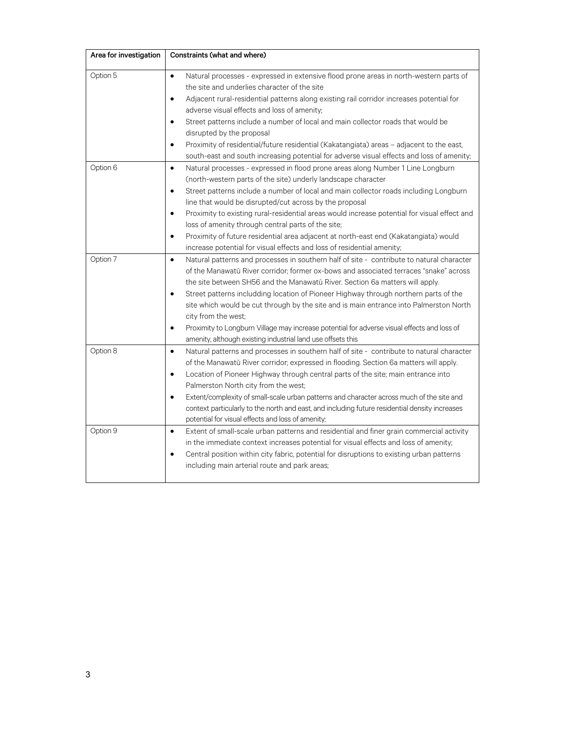| Area for investigation | Constraints (what and where) |
|---|---|
| Option 5 | • Natural processes - expressed in extensive flood prone areas in north-western parts of the site and underlies character of the site<br>• Adjacent rural-residential patterns along existing rail corridor increases potential for adverse visual effects and loss of amenity;<br>• Street patterns include a number of local and main collector roads that would be disrupted by the proposal<br>• Proximity of residential/future residential (Kakatangiata) areas – adjacent to the east, south-east and south increasing potential for adverse visual effects and loss of amenity; |
| Option 6 | • Natural processes - expressed in flood prone areas along Number 1 Line Longburn (north-western parts of the site) underly landscape character<br>• Street patterns include a number of local and main collector roads including Longburn line that would be disrupted/cut across by the proposal<br>• Proximity to existing rural-residential areas would increase potential for visual effect and loss of amenity through central parts of the site;<br>• Proximity of future residential area adjacent at north-east end (Kakatangiata) would increase potential for visual effects and loss of residential amenity; |
| Option 7 | • Natural patterns and processes in southern half of site - contribute to natural character of the Manawatū River corridor; former ox-bows and associated terraces "snake" across the site between SH56 and the Manawatū River. Section 6a matters will apply.<br>• Street patterns includding location of Pioneer Highway through northern parts of the site which would be cut through by the site and is main entrance into Palmerston North city from the west;<br>• Proximity to Longburn Village may increase potential for adverse visual effects and loss of amenity, although existing industrial land use offsets this |
| Option 8 | • Natural patterns and processes in southern half of site - contribute to natural character of the Manawatū River corridor; expressed in flooding. Section 6a matters will apply.<br>• Location of Pioneer Highway through central parts of the site; main entrance into Palmerston North city from the west;<br>• Extent/complexity of small-scale urban patterns and character across much of the site and context particularly to the north and east, and including future residential density increases potential for visual effects and loss of amenity; |
| Option 9 | • Extent of small-scale urban patterns and residential and finer grain commercial activity in the immediate context increases potential for visual effects and loss of amenity;<br>• Central position within city fabric, potential for disruptions to existing urban patterns including main arterial route and park areas; |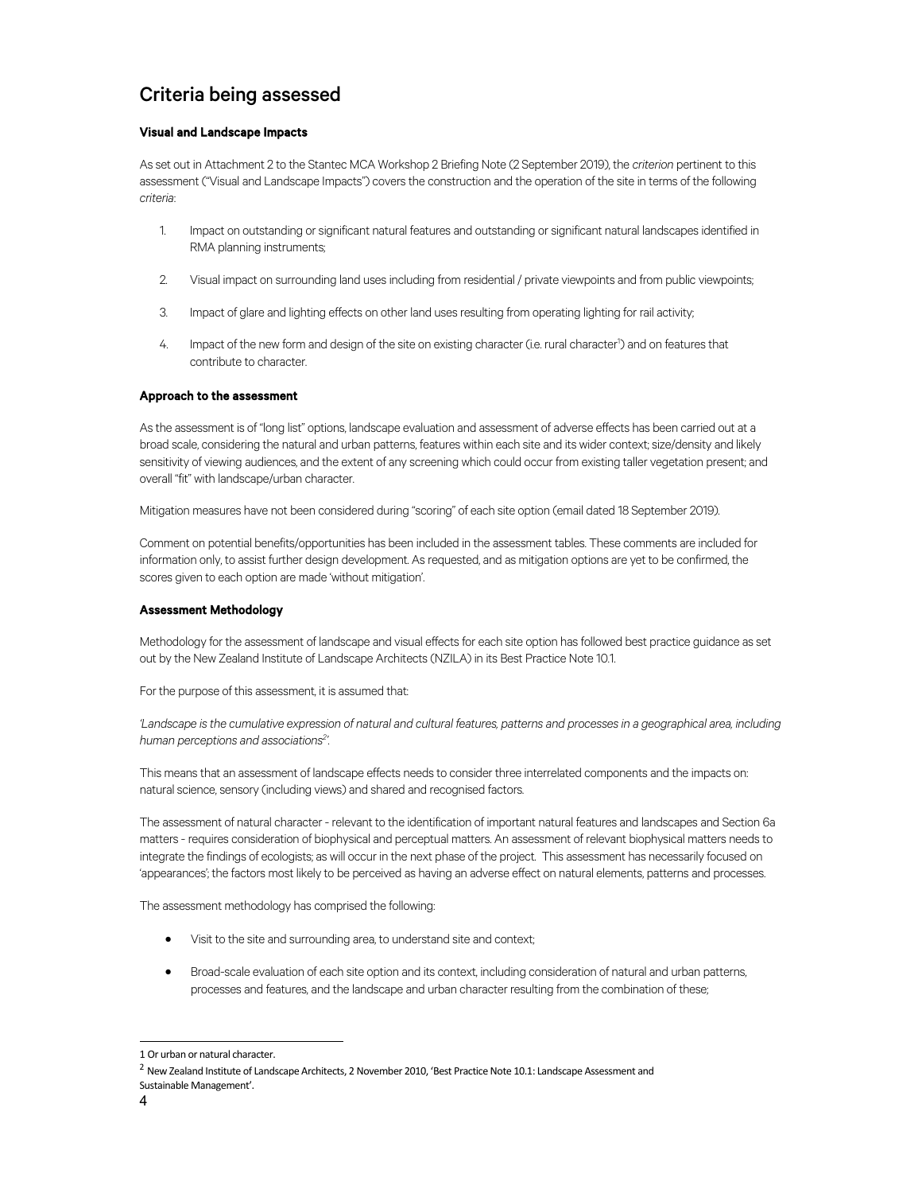## Criteria being assessed

**Visual and Landscape Impacts**

As set out in Attachment 2 to the Stantec MCA Workshop 2 Briefing Note (2 September 2019), the *criterion* pertinent to this assessment ("Visual and Landscape Impacts") covers the construction and the operation of the site in terms of the following *criteria*:

1. Impact on outstanding or significant natural features and outstanding or significant natural landscapes identified in RMA planning instruments;
2. Visual impact on surrounding land uses including from residential / private viewpoints and from public viewpoints;
3. Impact of glare and lighting effects on other land uses resulting from operating lighting for rail activity;
4. Impact of the new form and design of the site on existing character (i.e. rural character[1]) and on features that contribute to character.

**Approach to the assessment**

As the assessment is of "long list" options, landscape evaluation and assessment of adverse effects has been carried out at a broad scale, considering the natural and urban patterns, features within each site and its wider context; size/density and likely sensitivity of viewing audiences, and the extent of any screening which could occur from existing taller vegetation present; and overall "fit" with landscape/urban character.

Mitigation measures have not been considered during "scoring" of each site option (email dated 18 September 2019).

Comment on potential benefits/opportunities has been included in the assessment tables. These comments are included for information only, to assist further design development. As requested, and as mitigation options are yet to be confirmed, the scores given to each option are made 'without mitigation'.

**Assessment Methodology**

Methodology for the assessment of landscape and visual effects for each site option has followed best practice guidance as set out by the New Zealand Institute of Landscape Architects (NZILA) in its Best Practice Note 10.1.

For the purpose of this assessment, it is assumed that:

*'Landscape is the cumulative expression of natural and cultural features, patterns and processes in a geographical area, including human perceptions and associations[2]'.*

This means that an assessment of landscape effects needs to consider three interrelated components and the impacts on: natural science, sensory (including views) and shared and recognised factors.

The assessment of natural character - relevant to the identification of important natural features and landscapes and Section 6a matters - requires consideration of biophysical and perceptual matters. An assessment of relevant biophysical matters needs to integrate the findings of ecologists; as will occur in the next phase of the project. This assessment has necessarily focused on 'appearances'; the factors most likely to be perceived as having an adverse effect on natural elements, patterns and processes.

The assessment methodology has comprised the following:

- Visit to the site and surrounding area, to understand site and context;
- Broad-scale evaluation of each site option and its context, including consideration of natural and urban patterns, processes and features, and the landscape and urban character resulting from the combination of these;

---

[1] Or urban or natural character.

[2] New Zealand Institute of Landscape Architects, 2 November 2010, 'Best Practice Note 10.1: Landscape Assessment and Sustainable Management'.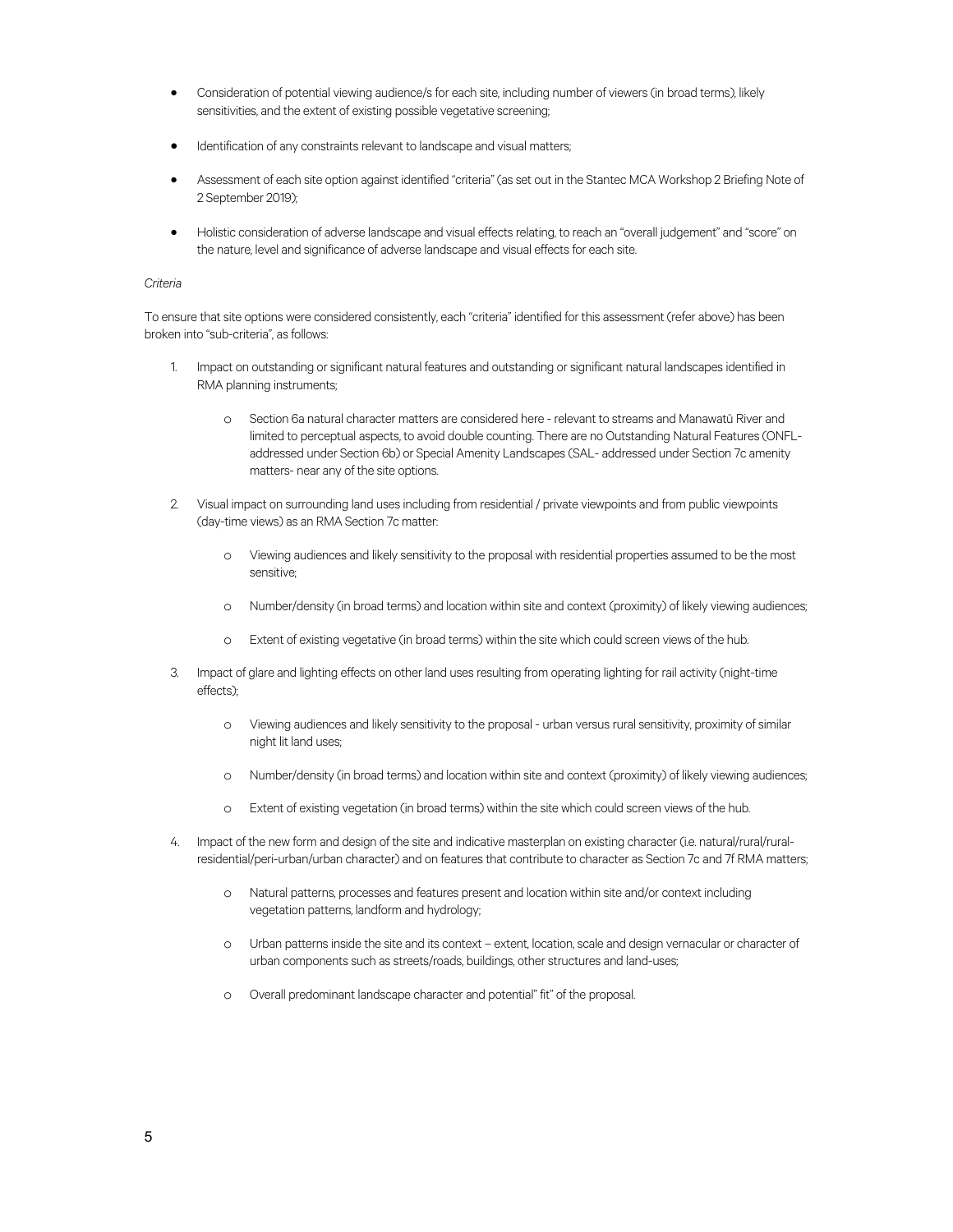- Consideration of potential viewing audience/s for each site, including number of viewers (in broad terms), likely sensitivities, and the extent of existing possible vegetative screening;
- Identification of any constraints relevant to landscape and visual matters;
- Assessment of each site option against identified "criteria" (as set out in the Stantec MCA Workshop 2 Briefing Note of 2 September 2019);
- Holistic consideration of adverse landscape and visual effects relating, to reach an "overall judgement" and "score" on the nature, level and significance of adverse landscape and visual effects for each site.

*Criteria*

To ensure that site options were considered consistently, each "criteria" identified for this assessment (refer above) has been broken into "sub-criteria", as follows:

1. Impact on outstanding or significant natural features and outstanding or significant natural landscapes identified in RMA planning instruments;
   - Section 6a natural character matters are considered here - relevant to streams and Manawatū River and limited to perceptual aspects, to avoid double counting. There are no Outstanding Natural Features (ONFL- addressed under Section 6b) or Special Amenity Landscapes (SAL- addressed under Section 7c amenity matters- near any of the site options.
2. Visual impact on surrounding land uses including from residential / private viewpoints and from public viewpoints (day-time views) as an RMA Section 7c matter:
   - Viewing audiences and likely sensitivity to the proposal with residential properties assumed to be the most sensitive;
   - Number/density (in broad terms) and location within site and context (proximity) of likely viewing audiences;
   - Extent of existing vegetative (in broad terms) within the site which could screen views of the hub.
3. Impact of glare and lighting effects on other land uses resulting from operating lighting for rail activity (night-time effects);
   - Viewing audiences and likely sensitivity to the proposal - urban versus rural sensitivity, proximity of similar night lit land uses;
   - Number/density (in broad terms) and location within site and context (proximity) of likely viewing audiences;
   - Extent of existing vegetation (in broad terms) within the site which could screen views of the hub.
4. Impact of the new form and design of the site and indicative masterplan on existing character (i.e. natural/rural/rural-residential/peri-urban/urban character) and on features that contribute to character as Section 7c and 7f RMA matters;
   - Natural patterns, processes and features present and location within site and/or context including vegetation patterns, landform and hydrology;
   - Urban patterns inside the site and its context – extent, location, scale and design vernacular or character of urban components such as streets/roads, buildings, other structures and land-uses;
   - Overall predominant landscape character and potential" fit" of the proposal.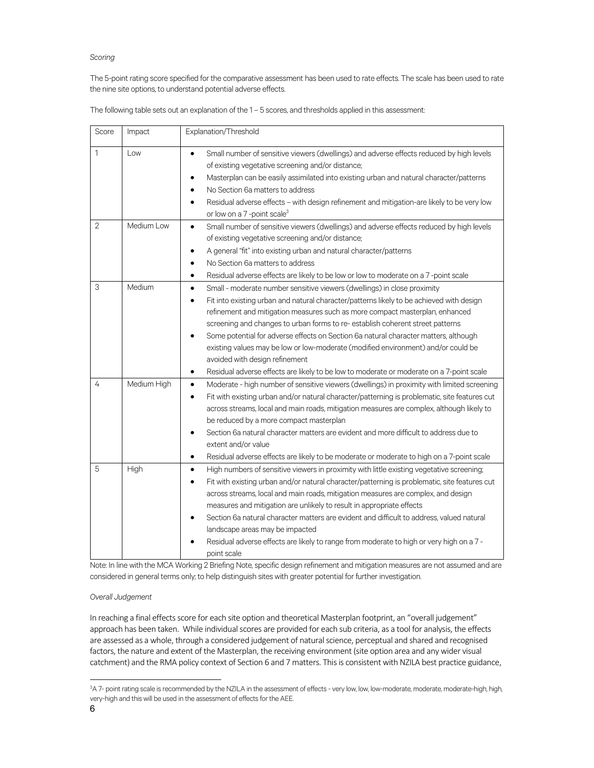*Scoring*

The 5-point rating score specified for the comparative assessment has been used to rate effects. The scale has been used to rate the nine site options, to understand potential adverse effects.

The following table sets out an explanation of the 1 – 5 scores, and thresholds applied in this assessment:

| Score | Impact | Explanation/Threshold |
|---|---|---|
| 1 | Low | • Small number of sensitive viewers (dwellings) and adverse effects reduced by high levels of existing vegetative screening and/or distance;<br>• Masterplan can be easily assimilated into existing urban and natural character/patterns<br>• No Section 6a matters to address<br>• Residual adverse effects – with design refinement and mitigation-are likely to be very low or low on a 7 -point scale[3] |
| 2 | Medium Low | • Small number of sensitive viewers (dwellings) and adverse effects reduced by high levels of existing vegetative screening and/or distance;<br>• A general "fit" into existing urban and natural character/patterns<br>• No Section 6a matters to address<br>• Residual adverse effects are likely to be low or low to moderate on a 7 -point scale |
| 3 | Medium | • Small - moderate number sensitive viewers (dwellings) in close proximity<br>• Fit into existing urban and natural character/patterns likely to be achieved with design refinement and mitigation measures such as more compact masterplan, enhanced screening and changes to urban forms to re- establish coherent street patterns<br>• Some potential for adverse effects on Section 6a natural character matters, although existing values may be low or low-moderate (modified environment) and/or could be avoided with design refinement<br>• Residual adverse effects are likely to be low to moderate or moderate on a 7-point scale |
| 4 | Medium High | • Moderate - high number of sensitive viewers (dwellings) in proximity with limited screening<br>• Fit with existing urban and/or natural character/patterning is problematic, site features cut across streams, local and main roads, mitigation measures are complex, although likely to be reduced by a more compact masterplan<br>• Section 6a natural character matters are evident and more difficult to address due to extent and/or value<br>• Residual adverse effects are likely to be moderate or moderate to high on a 7-point scale |
| 5 | High | • High numbers of sensitive viewers in proximity with little existing vegetative screening;<br>• Fit with existing urban and/or natural character/patterning is problematic, site features cut across streams, local and main roads, mitigation measures are complex, and design measures and mitigation are unlikely to result in appropriate effects<br>• Section 6a natural character matters are evident and difficult to address, valued natural landscape areas may be impacted<br>• Residual adverse effects are likely to range from moderate to high or very high on a 7 - point scale |

Note: In line with the MCA Working 2 Briefing Note, specific design refinement and mitigation measures are not assumed and are considered in general terms only; to help distinguish sites with greater potential for further investigation.

*Overall Judgement*

In reaching a final effects score for each site option and theoretical Masterplan footprint, an "overall judgement" approach has been taken. While individual scores are provided for each sub criteria, as a tool for analysis, the effects are assessed as a whole, through a considered judgement of natural science, perceptual and shared and recognised factors, the nature and extent of the Masterplan, the receiving environment (site option area and any wider visual catchment) and the RMA policy context of Section 6 and 7 matters. This is consistent with NZILA best practice guidance,

[3] A 7- point rating scale is recommended by the NZILA in the assessment of effects - very low, low, low-moderate, moderate, moderate-high, high, very-high and this will be used in the assessment of effects for the AEE.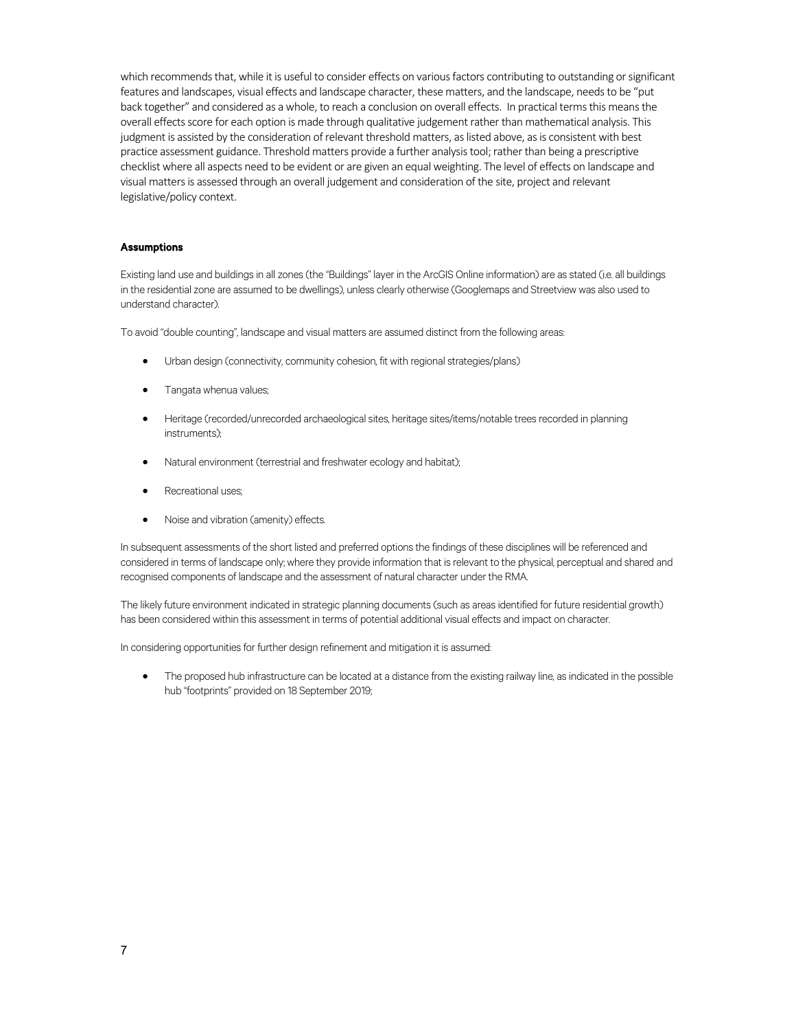which recommends that, while it is useful to consider effects on various factors contributing to outstanding or significant features and landscapes, visual effects and landscape character, these matters, and the landscape, needs to be "put back together" and considered as a whole, to reach a conclusion on overall effects. In practical terms this means the overall effects score for each option is made through qualitative judgement rather than mathematical analysis. This judgment is assisted by the consideration of relevant threshold matters, as listed above, as is consistent with best practice assessment guidance. Threshold matters provide a further analysis tool; rather than being a prescriptive checklist where all aspects need to be evident or are given an equal weighting. The level of effects on landscape and visual matters is assessed through an overall judgement and consideration of the site, project and relevant legislative/policy context.

**Assumptions**

Existing land use and buildings in all zones (the "Buildings" layer in the ArcGIS Online information) are as stated (i.e. all buildings in the residential zone are assumed to be dwellings), unless clearly otherwise (Googlemaps and Streetview was also used to understand character).

To avoid "double counting", landscape and visual matters are assumed distinct from the following areas:

- Urban design (connectivity, community cohesion, fit with regional strategies/plans)
- Tangata whenua values;
- Heritage (recorded/unrecorded archaeological sites, heritage sites/items/notable trees recorded in planning instruments);
- Natural environment (terrestrial and freshwater ecology and habitat);
- Recreational uses;
- Noise and vibration (amenity) effects.

In subsequent assessments of the short listed and preferred options the findings of these disciplines will be referenced and considered in terms of landscape only; where they provide information that is relevant to the physical, perceptual and shared and recognised components of landscape and the assessment of natural character under the RMA.

The likely future environment indicated in strategic planning documents (such as areas identified for future residential growth) has been considered within this assessment in terms of potential additional visual effects and impact on character.

In considering opportunities for further design refinement and mitigation it is assumed:

- The proposed hub infrastructure can be located at a distance from the existing railway line, as indicated in the possible hub "footprints" provided on 18 September 2019;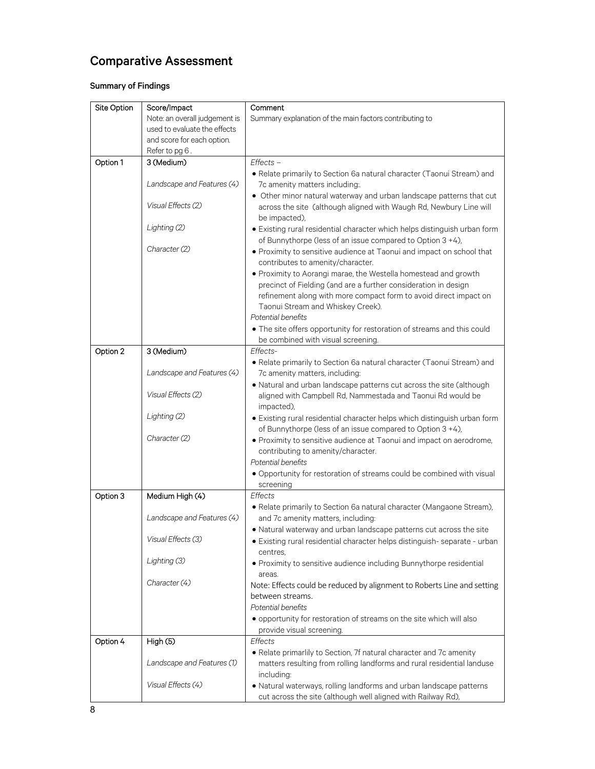## Comparative Assessment

### Summary of Findings

| Site Option | Score/Impact<br>Note: an overall judgement is used to evaluate the effects and score for each option. Refer to pg 6 . | Comment<br>Summary explanation of the main factors contributing to |
|---|---|---|
| Option 1 | 3 (Medium)<br><br>*Landscape and Features (4)*<br><br>*Visual Effects (2)*<br><br>*Lighting (2)*<br><br>*Character (2)* | *Effects –*<br>• Relate primarily to Section 6a natural character (Taonui Stream) and 7c amenity matters including:.<br>• Other minor natural waterway and urban landscape patterns that cut across the site (although aligned with Waugh Rd, Newbury Line will be impacted),<br>• Existing rural residential character which helps distinguish urban form of Bunnythorpe (less of an issue compared to Option 3 +4),<br>• Proximity to sensitive audience at Taonui and impact on school that contributes to amenity/character.<br>• Proximity to Aorangi marae, the Westella homestead and growth precinct of Fielding (and are a further consideration in design refinement along with more compact form to avoid direct impact on Taonui Stream and Whiskey Creek).<br>*Potential benefits*<br>• The site offers opportunity for restoration of streams and this could be combined with visual screening. |
| Option 2 | 3 (Medium)<br><br>*Landscape and Features (4)*<br><br>*Visual Effects (2)*<br><br>*Lighting (2)*<br><br>*Character (2)* | *Effects-*<br>• Relate primarily to Section 6a natural character (Taonui Stream) and 7c amenity matters, including:<br>• Natural and urban landscape patterns cut across the site (although aligned with Campbell Rd, Nammestada and Taonui Rd would be impacted),<br>• Existing rural residential character helps which distinguish urban form of Bunnythorpe (less of an issue compared to Option 3 +4),<br>• Proximity to sensitive audience at Taonui and impact on aerodrome, contributing to amenity/character.<br>*Potential benefits*<br>• Opportunity for restoration of streams could be combined with visual screening |
| Option 3 | Medium High (4)<br><br>*Landscape and Features (4)*<br><br>*Visual Effects (3)*<br><br>*Lighting (3)*<br><br>*Character (4)* | *Effects*<br>• Relate primarily to Section 6a natural character (Mangaone Stream), and 7c amenity matters, including:<br>• Natural waterway and urban landscape patterns cut across the site<br>• Existing rural residential character helps distinguish- separate - urban centres,<br>• Proximity to sensitive audience including Bunnythorpe residential areas.<br>Note: Effects could be reduced by alignment to Roberts Line and setting between streams.<br>*Potential benefits*<br>• opportunity for restoration of streams on the site which will also provide visual screening. |
| Option 4 | High (5)<br><br>*Landscape and Features (1)*<br><br>*Visual Effects (4)* | *Effects*<br>• Relate primarlily to Section, 7f natural character and 7c amenity matters resulting from rolling landforms and rural residential landuse including:<br>• Natural waterways, rolling landforms and urban landscape patterns cut across the site (although well aligned with Railway Rd), |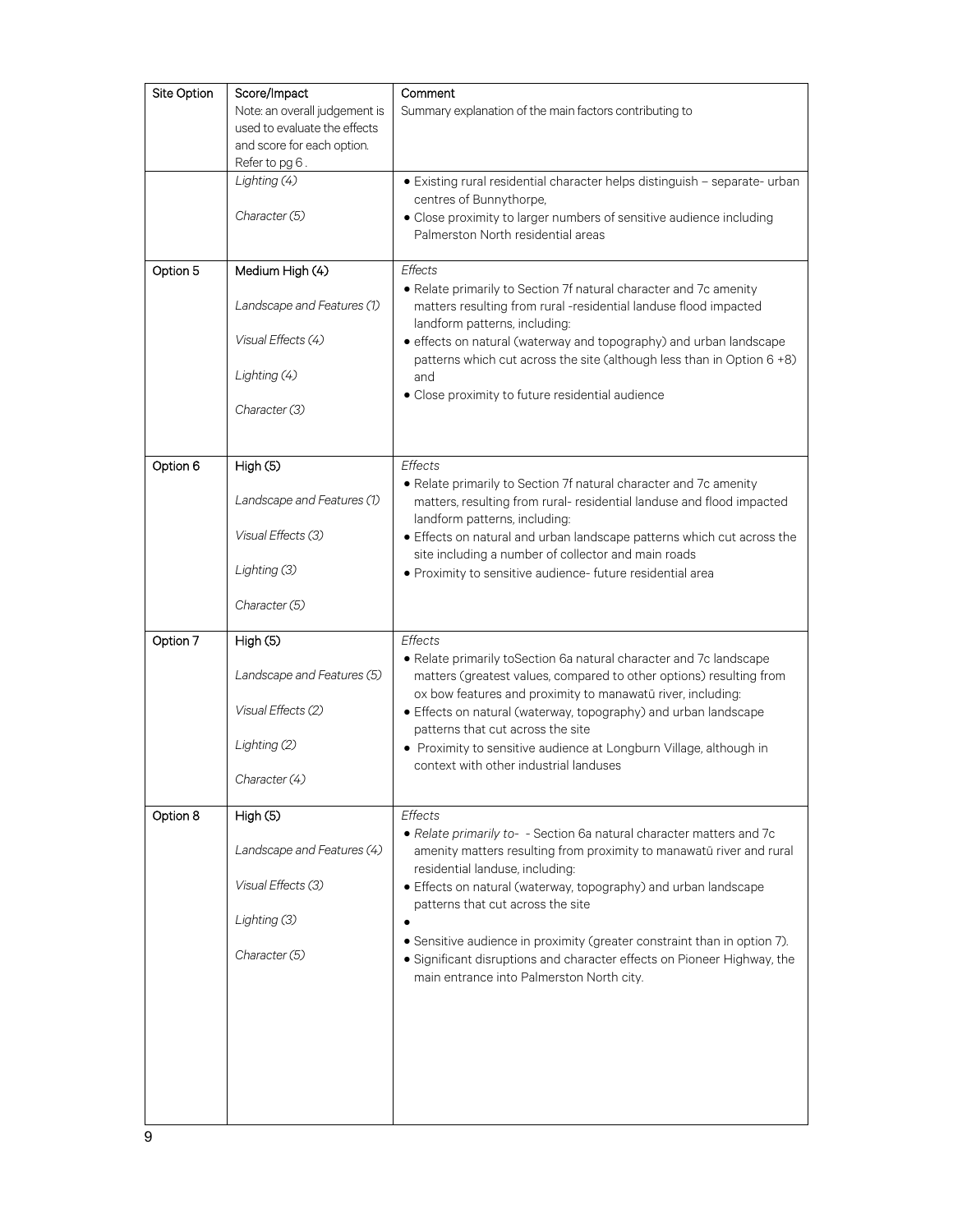| Site Option | Score/Impact<br>Note: an overall judgement is used to evaluate the effects and score for each option. Refer to pg 6 . | Comment<br>Summary explanation of the main factors contributing to |
|---|---|---|
| | *Lighting (4)*<br><br>*Character (5)* | • Existing rural residential character helps distinguish – separate- urban centres of Bunnythorpe,<br>• Close proximity to larger numbers of sensitive audience including Palmerston North residential areas |
| Option 5 | Medium High (4)<br><br>*Landscape and Features (1)*<br><br>*Visual Effects (4)*<br><br>*Lighting (4)*<br><br>*Character (3)* | *Effects*<br>• Relate primarily to Section 7f natural character and 7c amenity matters resulting from rural -residential landuse flood impacted landform patterns, including:<br>• effects on natural (waterway and topography) and urban landscape patterns which cut across the site (although less than in Option 6 +8) and<br>• Close proximity to future residential audience |
| Option 6 | High (5)<br><br>*Landscape and Features (1)*<br><br>*Visual Effects (3)*<br><br>*Lighting (3)*<br><br>*Character (5)* | *Effects*<br>• Relate primarily to Section 7f natural character and 7c amenity matters, resulting from rural- residential landuse and flood impacted landform patterns, including:<br>• Effects on natural and urban landscape patterns which cut across the site including a number of collector and main roads<br>• Proximity to sensitive audience- future residential area |
| Option 7 | High (5)<br><br>*Landscape and Features (5)*<br><br>*Visual Effects (2)*<br><br>*Lighting (2)*<br><br>*Character (4)* | *Effects*<br>• Relate primarily toSection 6a natural character and 7c landscape matters (greatest values, compared to other options) resulting from ox bow features and proximity to manawatū river, including:<br>• Effects on natural (waterway, topography) and urban landscape patterns that cut across the site<br>• Proximity to sensitive audience at Longburn Village, although in context with other industrial landuses |
| Option 8 | High (5)<br><br>*Landscape and Features (4)*<br><br>*Visual Effects (3)*<br><br>*Lighting (3)*<br><br>*Character (5)* | *Effects*<br>• *Relate primarily to-* - Section 6a natural character matters and 7c amenity matters resulting from proximity to manawatū river and rural residential landuse, including:<br>• Effects on natural (waterway, topography) and urban landscape patterns that cut across the site<br>•<br>• Sensitive audience in proximity (greater constraint than in option 7).<br>• Significant disruptions and character effects on Pioneer Highway, the main entrance into Palmerston North city. |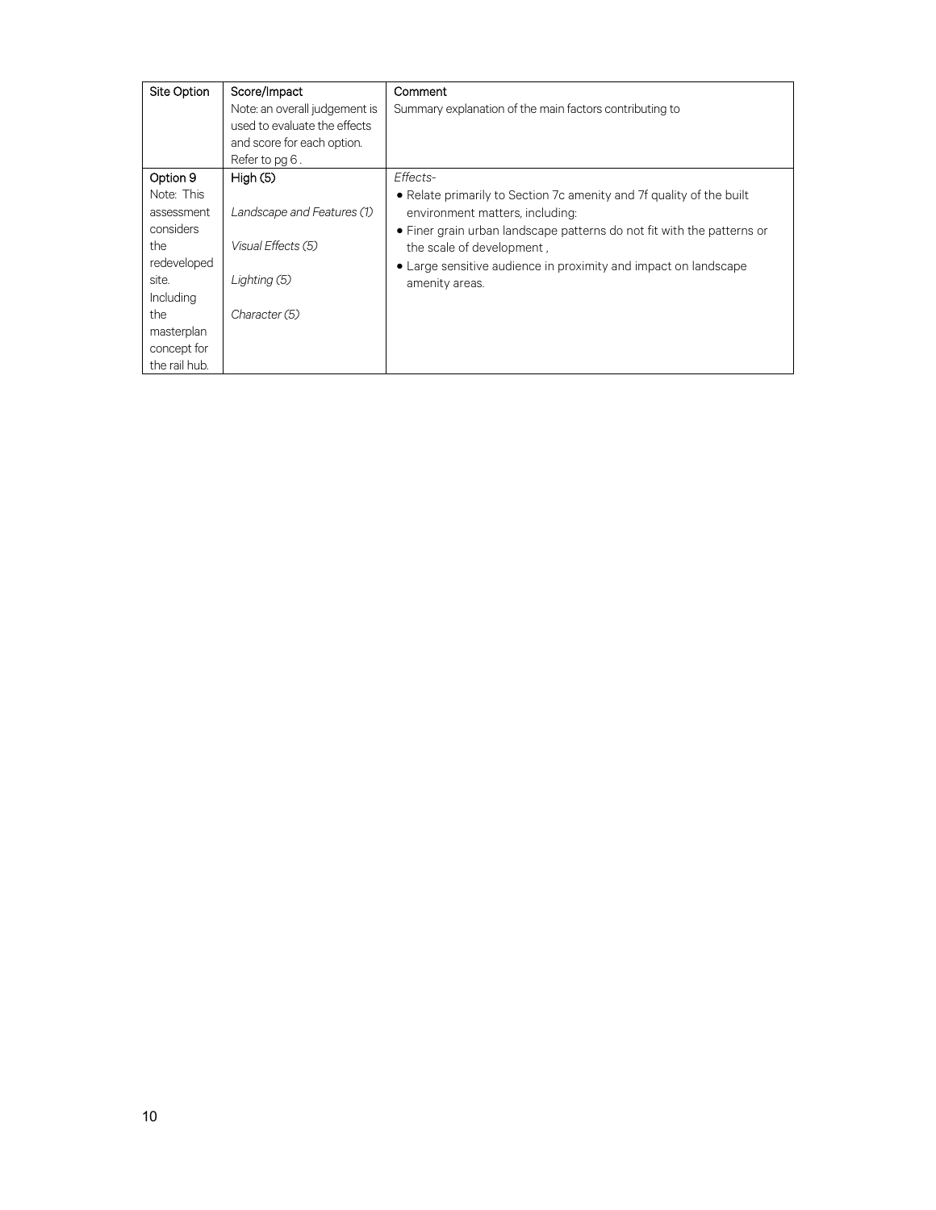| Site Option | Score/Impact<br>Note: an overall judgement is used to evaluate the effects and score for each option. Refer to pg 6 . | Comment<br>Summary explanation of the main factors contributing to |
|---|---|---|
| Option 9<br>Note: This assessment considers the redeveloped site. Including the masterplan concept for the rail hub. | High (5)<br><br>*Landscape and Features (1)*<br><br>*Visual Effects (5)*<br><br>*Lighting (5)*<br><br>*Character (5)* | *Effects-*<br>• Relate primarily to Section 7c amenity and 7f quality of the built environment matters, including:<br>• Finer grain urban landscape patterns do not fit with the patterns or the scale of development ,<br>• Large sensitive audience in proximity and impact on landscape amenity areas. |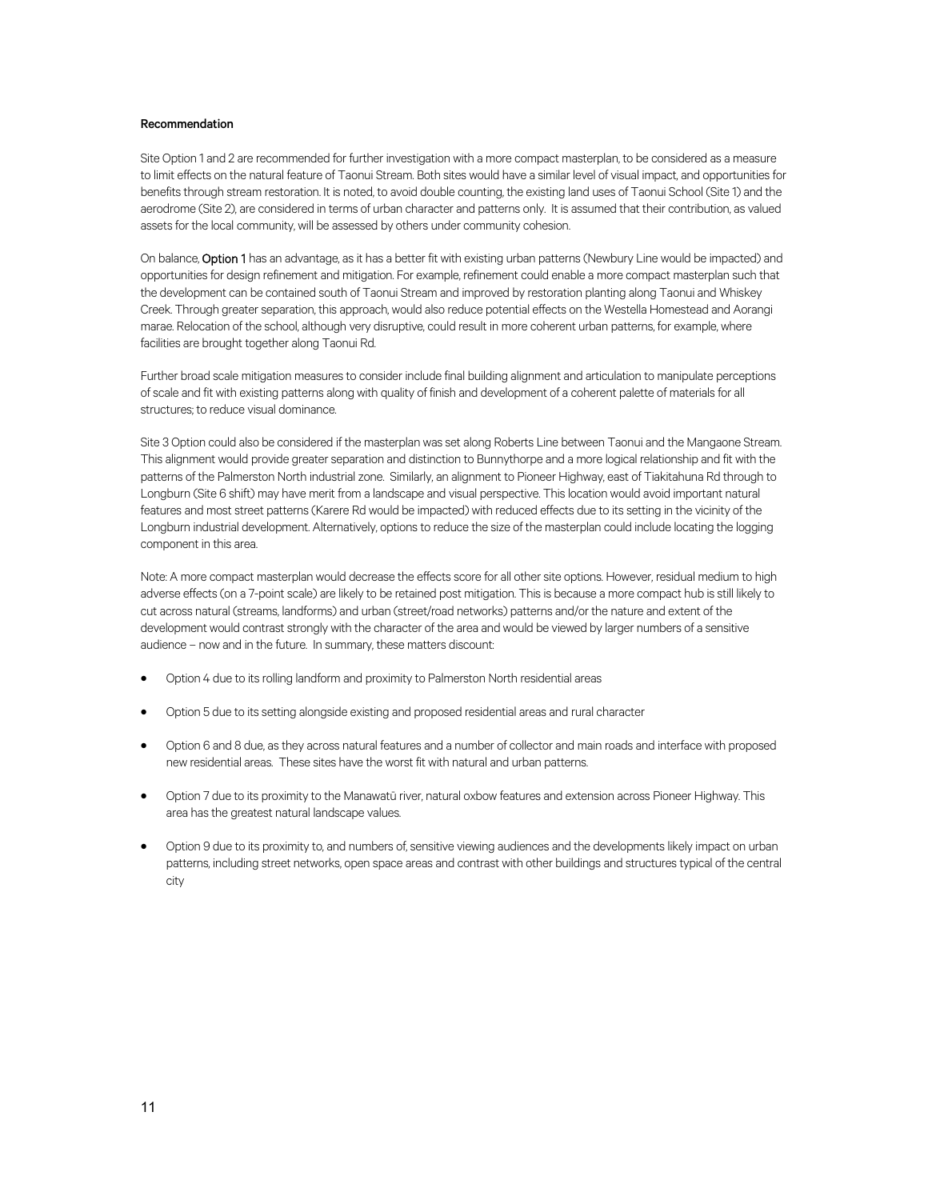**Recommendation**

Site Option 1 and 2 are recommended for further investigation with a more compact masterplan, to be considered as a measure to limit effects on the natural feature of Taonui Stream. Both sites would have a similar level of visual impact, and opportunities for benefits through stream restoration. It is noted, to avoid double counting, the existing land uses of Taonui School (Site 1) and the aerodrome (Site 2), are considered in terms of urban character and patterns only. It is assumed that their contribution, as valued assets for the local community, will be assessed by others under community cohesion.

On balance, **Option 1** has an advantage, as it has a better fit with existing urban patterns (Newbury Line would be impacted) and opportunities for design refinement and mitigation. For example, refinement could enable a more compact masterplan such that the development can be contained south of Taonui Stream and improved by restoration planting along Taonui and Whiskey Creek. Through greater separation, this approach, would also reduce potential effects on the Westella Homestead and Aorangi marae. Relocation of the school, although very disruptive, could result in more coherent urban patterns, for example, where facilities are brought together along Taonui Rd.

Further broad scale mitigation measures to consider include final building alignment and articulation to manipulate perceptions of scale and fit with existing patterns along with quality of finish and development of a coherent palette of materials for all structures; to reduce visual dominance.

Site 3 Option could also be considered if the masterplan was set along Roberts Line between Taonui and the Mangaone Stream. This alignment would provide greater separation and distinction to Bunnythorpe and a more logical relationship and fit with the patterns of the Palmerston North industrial zone. Similarly, an alignment to Pioneer Highway, east of Tiakitahuna Rd through to Longburn (Site 6 shift) may have merit from a landscape and visual perspective. This location would avoid important natural features and most street patterns (Karere Rd would be impacted) with reduced effects due to its setting in the vicinity of the Longburn industrial development. Alternatively, options to reduce the size of the masterplan could include locating the logging component in this area.

Note: A more compact masterplan would decrease the effects score for all other site options. However, residual medium to high adverse effects (on a 7-point scale) are likely to be retained post mitigation. This is because a more compact hub is still likely to cut across natural (streams, landforms) and urban (street/road networks) patterns and/or the nature and extent of the development would contrast strongly with the character of the area and would be viewed by larger numbers of a sensitive audience – now and in the future. In summary, these matters discount:

- Option 4 due to its rolling landform and proximity to Palmerston North residential areas
- Option 5 due to its setting alongside existing and proposed residential areas and rural character
- Option 6 and 8 due, as they across natural features and a number of collector and main roads and interface with proposed new residential areas. These sites have the worst fit with natural and urban patterns.
- Option 7 due to its proximity to the Manawatū river, natural oxbow features and extension across Pioneer Highway. This area has the greatest natural landscape values.
- Option 9 due to its proximity to, and numbers of, sensitive viewing audiences and the developments likely impact on urban patterns, including street networks, open space areas and contrast with other buildings and structures typical of the central city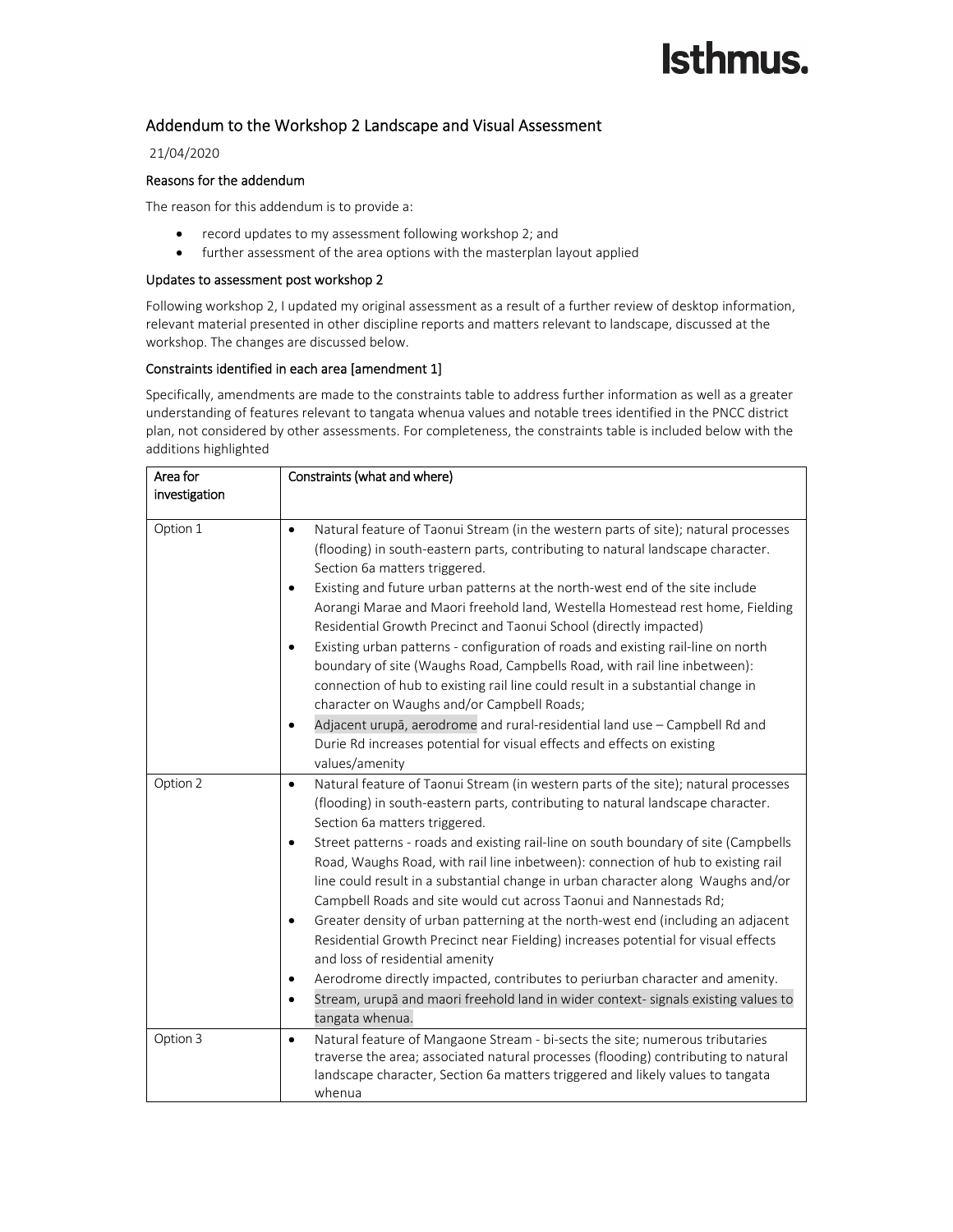## Addendum to the Workshop 2 Landscape and Visual Assessment

21/04/2020

### Reasons for the addendum

The reason for this addendum is to provide a:

- record updates to my assessment following workshop 2; and
- further assessment of the area options with the masterplan layout applied

### Updates to assessment post workshop 2

Following workshop 2, I updated my original assessment as a result of a further review of desktop information, relevant material presented in other discipline reports and matters relevant to landscape, discussed at the workshop. The changes are discussed below.

### Constraints identified in each area [amendment 1]

Specifically, amendments are made to the constraints table to address further information as well as a greater understanding of features relevant to tangata whenua values and notable trees identified in the PNCC district plan, not considered by other assessments. For completeness, the constraints table is included below with the additions highlighted

| Area for investigation | Constraints (what and where) |
|---|---|
| Option 1 | • Natural feature of Taonui Stream (in the western parts of site); natural processes (flooding) in south-eastern parts, contributing to natural landscape character. Section 6a matters triggered.<br>• Existing and future urban patterns at the north-west end of the site include Aorangi Marae and Maori freehold land, Westella Homestead rest home, Fielding Residential Growth Precinct and Taonui School (directly impacted)<br>• Existing urban patterns - configuration of roads and existing rail-line on north boundary of site (Waughs Road, Campbells Road, with rail line inbetween): connection of hub to existing rail line could result in a substantial change in character on Waughs and/or Campbell Roads;<br>• Adjacent urupā, aerodrome and rural-residential land use – Campbell Rd and Durie Rd increases potential for visual effects and effects on existing values/amenity |
| Option 2 | • Natural feature of Taonui Stream (in western parts of the site); natural processes (flooding) in south-eastern parts, contributing to natural landscape character. Section 6a matters triggered.<br>• Street patterns - roads and existing rail-line on south boundary of site (Campbells Road, Waughs Road, with rail line inbetween): connection of hub to existing rail line could result in a substantial change in urban character along Waughs and/or Campbell Roads and site would cut across Taonui and Nannestads Rd;<br>• Greater density of urban patterning at the north-west end (including an adjacent Residential Growth Precinct near Fielding) increases potential for visual effects and loss of residential amenity<br>• Aerodrome directly impacted, contributes to periurban character and amenity.<br>• Stream, urupā and maori freehold land in wider context- signals existing values to tangata whenua. |
| Option 3 | • Natural feature of Mangaone Stream - bi-sects the site; numerous tributaries traverse the area; associated natural processes (flooding) contributing to natural landscape character, Section 6a matters triggered and likely values to tangata whenua |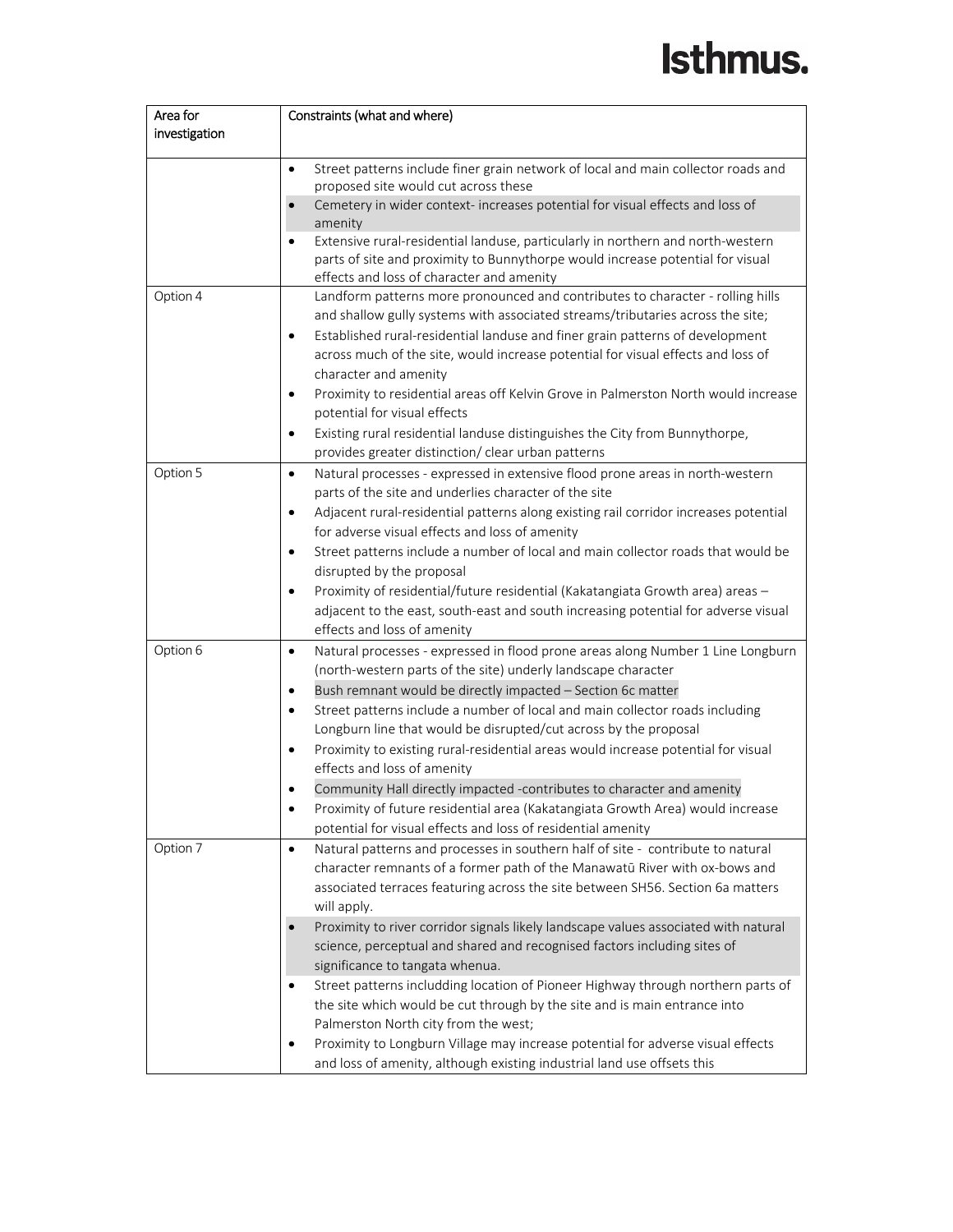| Area for investigation | Constraints (what and where) |
|---|---|
| | • Street patterns include finer grain network of local and main collector roads and proposed site would cut across these<br>• Cemetery in wider context- increases potential for visual effects and loss of amenity<br>• Extensive rural-residential landuse, particularly in northern and north-western parts of site and proximity to Bunnythorpe would increase potential for visual effects and loss of character and amenity |
| Option 4 | Landform patterns more pronounced and contributes to character - rolling hills and shallow gully systems with associated streams/tributaries across the site;<br>• Established rural-residential landuse and finer grain patterns of development across much of the site, would increase potential for visual effects and loss of character and amenity<br>• Proximity to residential areas off Kelvin Grove in Palmerston North would increase potential for visual effects<br>• Existing rural residential landuse distinguishes the City from Bunnythorpe, provides greater distinction/ clear urban patterns |
| Option 5 | • Natural processes - expressed in extensive flood prone areas in north-western parts of the site and underlies character of the site<br>• Adjacent rural-residential patterns along existing rail corridor increases potential for adverse visual effects and loss of amenity<br>• Street patterns include a number of local and main collector roads that would be disrupted by the proposal<br>• Proximity of residential/future residential (Kakatangiata Growth area) areas – adjacent to the east, south-east and south increasing potential for adverse visual effects and loss of amenity |
| Option 6 | • Natural processes - expressed in flood prone areas along Number 1 Line Longburn (north-western parts of the site) underly landscape character<br>• Bush remnant would be directly impacted – Section 6c matter<br>• Street patterns include a number of local and main collector roads including Longburn line that would be disrupted/cut across by the proposal<br>• Proximity to existing rural-residential areas would increase potential for visual effects and loss of amenity<br>• Community Hall directly impacted -contributes to character and amenity<br>• Proximity of future residential area (Kakatangiata Growth Area) would increase potential for visual effects and loss of residential amenity |
| Option 7 | • Natural patterns and processes in southern half of site - contribute to natural character remnants of a former path of the Manawatū River with ox-bows and associated terraces featuring across the site between SH56. Section 6a matters will apply.<br>• Proximity to river corridor signals likely landscape values associated with natural science, perceptual and shared and recognised factors including sites of significance to tangata whenua.<br>• Street patterns includding location of Pioneer Highway through northern parts of the site which would be cut through by the site and is main entrance into Palmerston North city from the west;<br>• Proximity to Longburn Village may increase potential for adverse visual effects and loss of amenity, although existing industrial land use offsets this |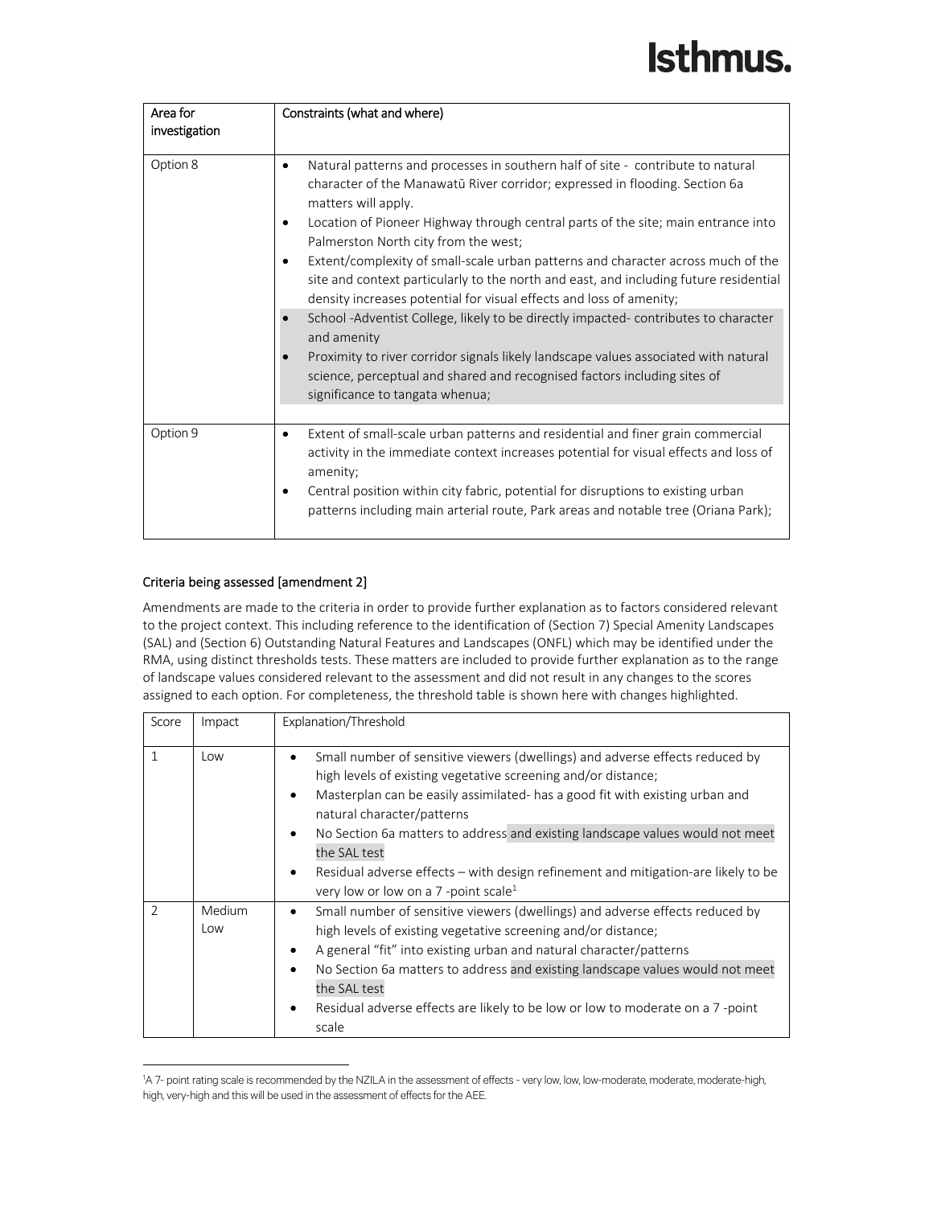| Area for investigation | Constraints (what and where) |
|---|---|
| Option 8 | • Natural patterns and processes in southern half of site - contribute to natural character of the Manawatū River corridor; expressed in flooding. Section 6a matters will apply.<br>• Location of Pioneer Highway through central parts of the site; main entrance into Palmerston North city from the west;<br>• Extent/complexity of small-scale urban patterns and character across much of the site and context particularly to the north and east, and including future residential density increases potential for visual effects and loss of amenity;<br>• School -Adventist College, likely to be directly impacted- contributes to character and amenity<br>• Proximity to river corridor signals likely landscape values associated with natural science, perceptual and shared and recognised factors including sites of significance to tangata whenua; |
| Option 9 | • Extent of small-scale urban patterns and residential and finer grain commercial activity in the immediate context increases potential for visual effects and loss of amenity;<br>• Central position within city fabric, potential for disruptions to existing urban patterns including main arterial route, Park areas and notable tree (Oriana Park); |

### Criteria being assessed [amendment 2]

Amendments are made to the criteria in order to provide further explanation as to factors considered relevant to the project context. This including reference to the identification of (Section 7) Special Amenity Landscapes (SAL) and (Section 6) Outstanding Natural Features and Landscapes (ONFL) which may be identified under the RMA, using distinct thresholds tests. These matters are included to provide further explanation as to the range of landscape values considered relevant to the assessment and did not result in any changes to the scores assigned to each option. For completeness, the threshold table is shown here with changes highlighted.

| Score | Impact | Explanation/Threshold |
|---|---|---|
| 1 | Low | • Small number of sensitive viewers (dwellings) and adverse effects reduced by high levels of existing vegetative screening and/or distance;<br>• Masterplan can be easily assimilated- has a good fit with existing urban and natural character/patterns<br>• No Section 6a matters to address and existing landscape values would not meet the SAL test<br>• Residual adverse effects – with design refinement and mitigation-are likely to be very low or low on a 7 -point scale[1] |
| 2 | Medium Low | • Small number of sensitive viewers (dwellings) and adverse effects reduced by high levels of existing vegetative screening and/or distance;<br>• A general "fit" into existing urban and natural character/patterns<br>• No Section 6a matters to address and existing landscape values would not meet the SAL test<br>• Residual adverse effects are likely to be low or low to moderate on a 7 -point scale |

[1] A 7- point rating scale is recommended by the NZILA in the assessment of effects - very low, low, low-moderate, moderate, moderate-high, high, very-high and this will be used in the assessment of effects for the AEE.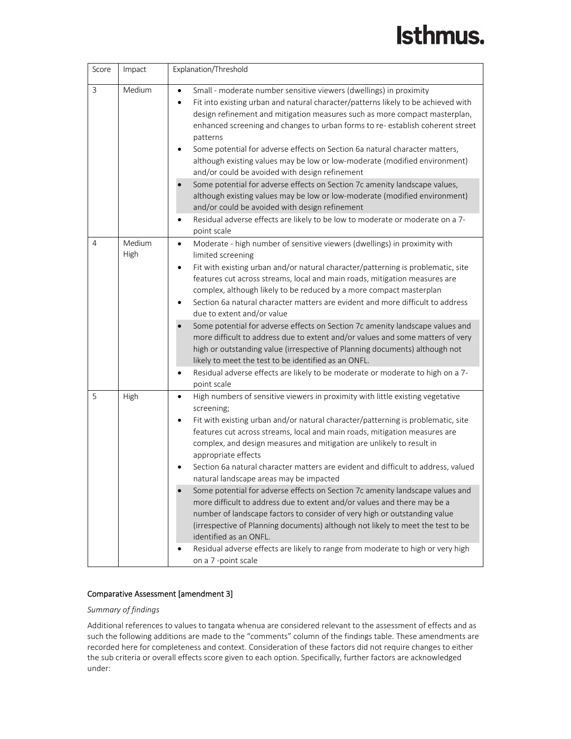| Score | Impact | Explanation/Threshold |
|---|---|---|
| 3 | Medium | • Small - moderate number sensitive viewers (dwellings) in proximity<br>• Fit into existing urban and natural character/patterns likely to be achieved with design refinement and mitigation measures such as more compact masterplan, enhanced screening and changes to urban forms to re- establish coherent street patterns<br>• Some potential for adverse effects on Section 6a natural character matters, although existing values may be low or low-moderate (modified environment) and/or could be avoided with design refinement<br>• Some potential for adverse effects on Section 7c amenity landscape values, although existing values may be low or low-moderate (modified environment) and/or could be avoided with design refinement<br>• Residual adverse effects are likely to be low to moderate or moderate on a 7-point scale |
| 4 | Medium High | • Moderate - high number of sensitive viewers (dwellings) in proximity with limited screening<br>• Fit with existing urban and/or natural character/patterning is problematic, site features cut across streams, local and main roads, mitigation measures are complex, although likely to be reduced by a more compact masterplan<br>• Section 6a natural character matters are evident and more difficult to address due to extent and/or value<br>• Some potential for adverse effects on Section 7c amenity landscape values and more difficult to address due to extent and/or values and some matters of very high or outstanding value (irrespective of Planning documents) although not likely to meet the test to be identified as an ONFL.<br>• Residual adverse effects are likely to be moderate or moderate to high on a 7-point scale |
| 5 | High | • High numbers of sensitive viewers in proximity with little existing vegetative screening;<br>• Fit with existing urban and/or natural character/patterning is problematic, site features cut across streams, local and main roads, mitigation measures are complex, and design measures and mitigation are unlikely to result in appropriate effects<br>• Section 6a natural character matters are evident and difficult to address, valued natural landscape areas may be impacted<br>• Some potential for adverse effects on Section 7c amenity landscape values and more difficult to address due to extent and/or values and there may be a number of landscape factors to consider of very high or outstanding value (irrespective of Planning documents) although not likely to meet the test to be identified as an ONFL.<br>• Residual adverse effects are likely to range from moderate to high or very high on a 7 -point scale |

## Comparative Assessment [amendment 3]

*Summary of findings*

Additional references to values to tangata whenua are considered relevant to the assessment of effects and as such the following additions are made to the "comments" column of the findings table. These amendments are recorded here for completeness and context. Consideration of these factors did not require changes to either the sub criteria or overall effects score given to each option. Specifically, further factors are acknowledged under: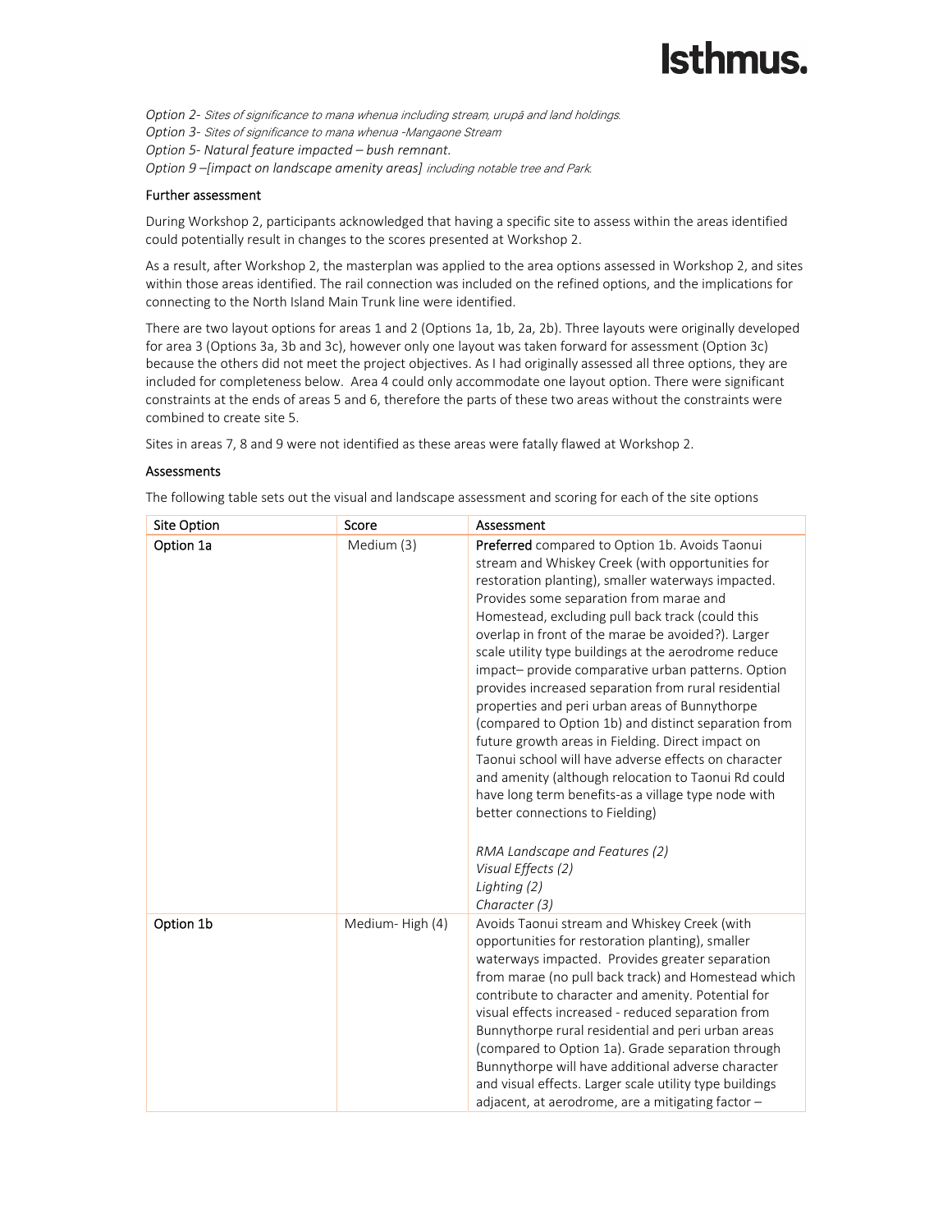*Option 2- Sites of significance to mana whenua including stream, urupā and land holdings.*
*Option 3- Sites of significance to mana whenua -Mangaone Stream*
*Option 5- Natural feature impacted – bush remnant.*
*Option 9 –[impact on landscape amenity areas] including notable tree and Park.*

### Further assessment

During Workshop 2, participants acknowledged that having a specific site to assess within the areas identified could potentially result in changes to the scores presented at Workshop 2.

As a result, after Workshop 2, the masterplan was applied to the area options assessed in Workshop 2, and sites within those areas identified. The rail connection was included on the refined options, and the implications for connecting to the North Island Main Trunk line were identified.

There are two layout options for areas 1 and 2 (Options 1a, 1b, 2a, 2b). Three layouts were originally developed for area 3 (Options 3a, 3b and 3c), however only one layout was taken forward for assessment (Option 3c) because the others did not meet the project objectives. As I had originally assessed all three options, they are included for completeness below. Area 4 could only accommodate one layout option. There were significant constraints at the ends of areas 5 and 6, therefore the parts of these two areas without the constraints were combined to create site 5.

Sites in areas 7, 8 and 9 were not identified as these areas were fatally flawed at Workshop 2.

### Assessments

The following table sets out the visual and landscape assessment and scoring for each of the site options

| Site Option | Score | Assessment |
|---|---|---|
| Option 1a | Medium (3) | **Preferred** compared to Option 1b. Avoids Taonui stream and Whiskey Creek (with opportunities for restoration planting), smaller waterways impacted. Provides some separation from marae and Homestead, excluding pull back track (could this overlap in front of the marae be avoided?). Larger scale utility type buildings at the aerodrome reduce impact– provide comparative urban patterns. Option provides increased separation from rural residential properties and peri urban areas of Bunnythorpe (compared to Option 1b) and distinct separation from future growth areas in Fielding. Direct impact on Taonui school will have adverse effects on character and amenity (although relocation to Taonui Rd could have long term benefits-as a village type node with better connections to Fielding)<br><br>*RMA Landscape and Features (2)*<br>*Visual Effects (2)*<br>*Lighting (2)*<br>*Character (3)* |
| Option 1b | Medium- High (4) | Avoids Taonui stream and Whiskey Creek (with opportunities for restoration planting), smaller waterways impacted. Provides greater separation from marae (no pull back track) and Homestead which contribute to character and amenity. Potential for visual effects increased - reduced separation from Bunnythorpe rural residential and peri urban areas (compared to Option 1a). Grade separation through Bunnythorpe will have additional adverse character and visual effects. Larger scale utility type buildings adjacent, at aerodrome, are a mitigating factor – |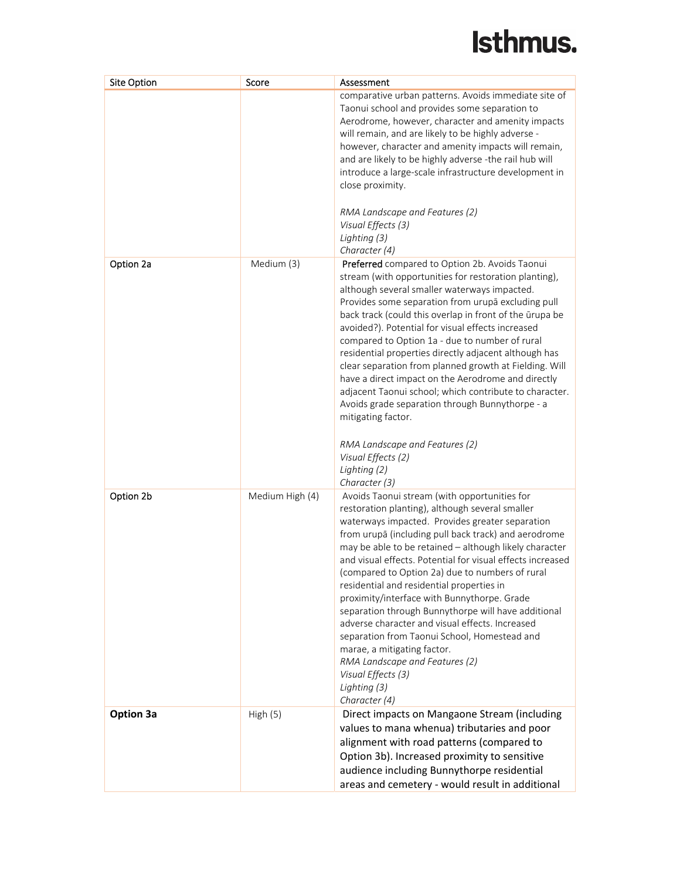| Site Option | Score | Assessment |
| --- | --- | --- |
| | | comparative urban patterns. Avoids immediate site of Taonui school and provides some separation to Aerodrome, however, character and amenity impacts will remain, and are likely to be highly adverse - however, character and amenity impacts will remain, and are likely to be highly adverse -the rail hub will introduce a large-scale infrastructure development in close proximity.<br><br>*RMA Landscape and Features (2)*<br>*Visual Effects (3)*<br>*Lighting (3)*<br>*Character (4)* |
| Option 2a | Medium (3) | **Preferred** compared to Option 2b. Avoids Taonui stream (with opportunities for restoration planting), although several smaller waterways impacted. Provides some separation from urupā excluding pull back track (could this overlap in front of the ūrupa be avoided?). Potential for visual effects increased compared to Option 1a - due to number of rural residential properties directly adjacent although has clear separation from planned growth at Fielding. Will have a direct impact on the Aerodrome and directly adjacent Taonui school; which contribute to character. Avoids grade separation through Bunnythorpe - a mitigating factor.<br><br>*RMA Landscape and Features (2)*<br>*Visual Effects (2)*<br>*Lighting (2)*<br>*Character (3)* |
| Option 2b | Medium High (4) | Avoids Taonui stream (with opportunities for restoration planting), although several smaller waterways impacted. Provides greater separation from urupā (including pull back track) and aerodrome may be able to be retained – although likely character and visual effects. Potential for visual effects increased (compared to Option 2a) due to numbers of rural residential and residential properties in proximity/interface with Bunnythorpe. Grade separation through Bunnythorpe will have additional adverse character and visual effects. Increased separation from Taonui School, Homestead and marae, a mitigating factor.<br>*RMA Landscape and Features (2)*<br>*Visual Effects (3)*<br>*Lighting (3)*<br>*Character (4)* |
| **Option 3a** | High (5) | Direct impacts on Mangaone Stream (including values to mana whenua) tributaries and poor alignment with road patterns (compared to Option 3b). Increased proximity to sensitive audience including Bunnythorpe residential areas and cemetery - would result in additional |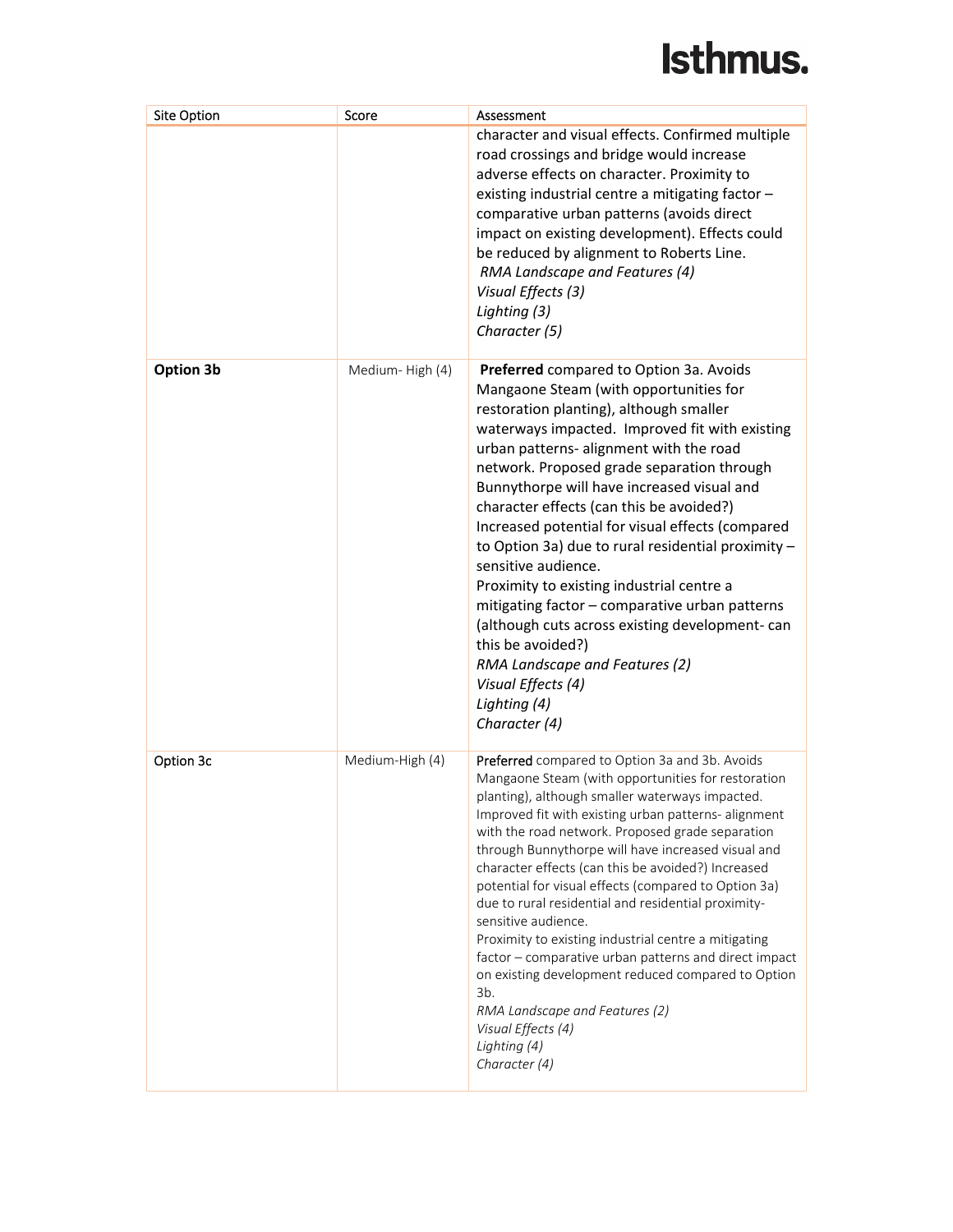| Site Option | Score | Assessment |
|---|---|---|
| | | character and visual effects. Confirmed multiple road crossings and bridge would increase adverse effects on character. Proximity to existing industrial centre a mitigating factor – comparative urban patterns (avoids direct impact on existing development). Effects could be reduced by alignment to Roberts Line.<br>*RMA Landscape and Features (4)*<br>*Visual Effects (3)*<br>*Lighting (3)*<br>*Character (5)* |
| **Option 3b** | Medium- High (4) | **Preferred** compared to Option 3a. Avoids Mangaone Steam (with opportunities for restoration planting), although smaller waterways impacted. Improved fit with existing urban patterns- alignment with the road network. Proposed grade separation through Bunnythorpe will have increased visual and character effects (can this be avoided?) Increased potential for visual effects (compared to Option 3a) due to rural residential proximity – sensitive audience.<br>Proximity to existing industrial centre a mitigating factor – comparative urban patterns (although cuts across existing development- can this be avoided?)<br>*RMA Landscape and Features (2)*<br>*Visual Effects (4)*<br>*Lighting (4)*<br>*Character (4)* |
| Option 3c | Medium-High (4) | Preferred compared to Option 3a and 3b. Avoids Mangaone Steam (with opportunities for restoration planting), although smaller waterways impacted. Improved fit with existing urban patterns- alignment with the road network. Proposed grade separation through Bunnythorpe will have increased visual and character effects (can this be avoided?) Increased potential for visual effects (compared to Option 3a) due to rural residential and residential proximity- sensitive audience.<br>Proximity to existing industrial centre a mitigating factor – comparative urban patterns and direct impact on existing development reduced compared to Option 3b.<br>*RMA Landscape and Features (2)*<br>*Visual Effects (4)*<br>*Lighting (4)*<br>*Character (4)* |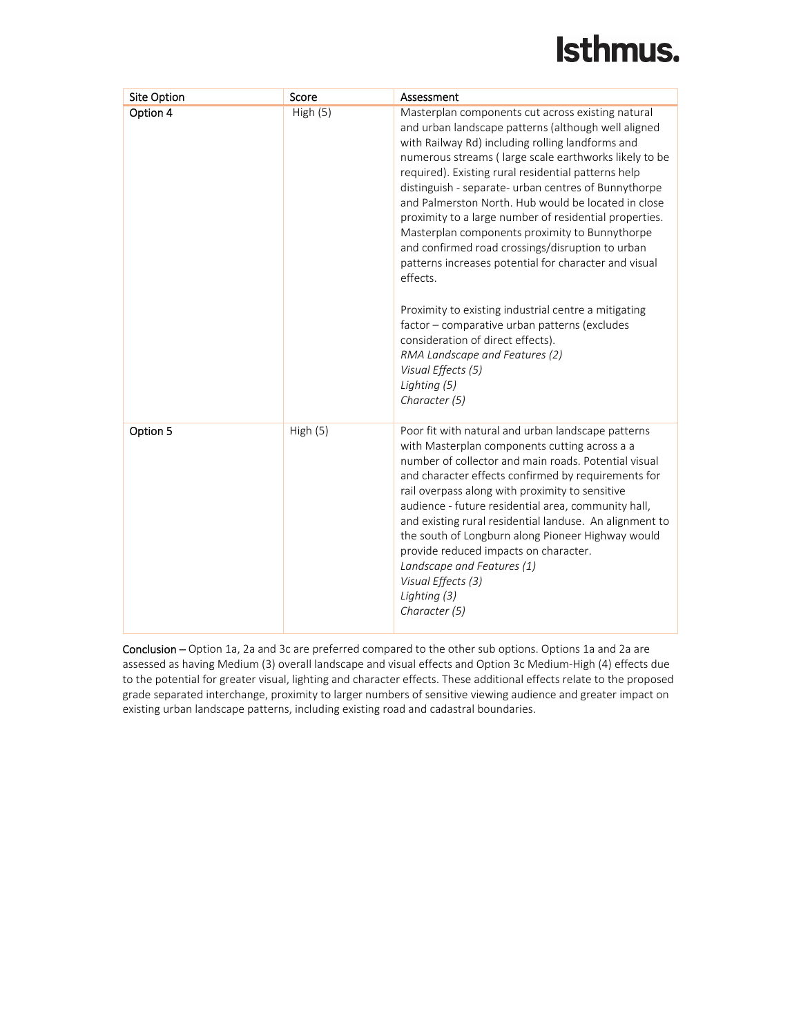| Site Option | Score | Assessment |
| --- | --- | --- |
| Option 4 | High (5) | Masterplan components cut across existing natural and urban landscape patterns (although well aligned with Railway Rd) including rolling landforms and numerous streams ( large scale earthworks likely to be required). Existing rural residential patterns help distinguish - separate- urban centres of Bunnythorpe and Palmerston North. Hub would be located in close proximity to a large number of residential properties. Masterplan components proximity to Bunnythorpe and confirmed road crossings/disruption to urban patterns increases potential for character and visual effects.<br><br>Proximity to existing industrial centre a mitigating factor – comparative urban patterns (excludes consideration of direct effects).<br>*RMA Landscape and Features (2)*<br>*Visual Effects (5)*<br>*Lighting (5)*<br>*Character (5)* |
| Option 5 | High (5) | Poor fit with natural and urban landscape patterns with Masterplan components cutting across a a number of collector and main roads. Potential visual and character effects confirmed by requirements for rail overpass along with proximity to sensitive audience - future residential area, community hall, and existing rural residential landuse. An alignment to the south of Longburn along Pioneer Highway would provide reduced impacts on character.<br>*Landscape and Features (1)*<br>*Visual Effects (3)*<br>*Lighting (3)*<br>*Character (5)* |

**Conclusion** – Option 1a, 2a and 3c are preferred compared to the other sub options. Options 1a and 2a are assessed as having Medium (3) overall landscape and visual effects and Option 3c Medium-High (4) effects due to the potential for greater visual, lighting and character effects. These additional effects relate to the proposed grade separated interchange, proximity to larger numbers of sensitive viewing audience and greater impact on existing urban landscape patterns, including existing road and cadastral boundaries.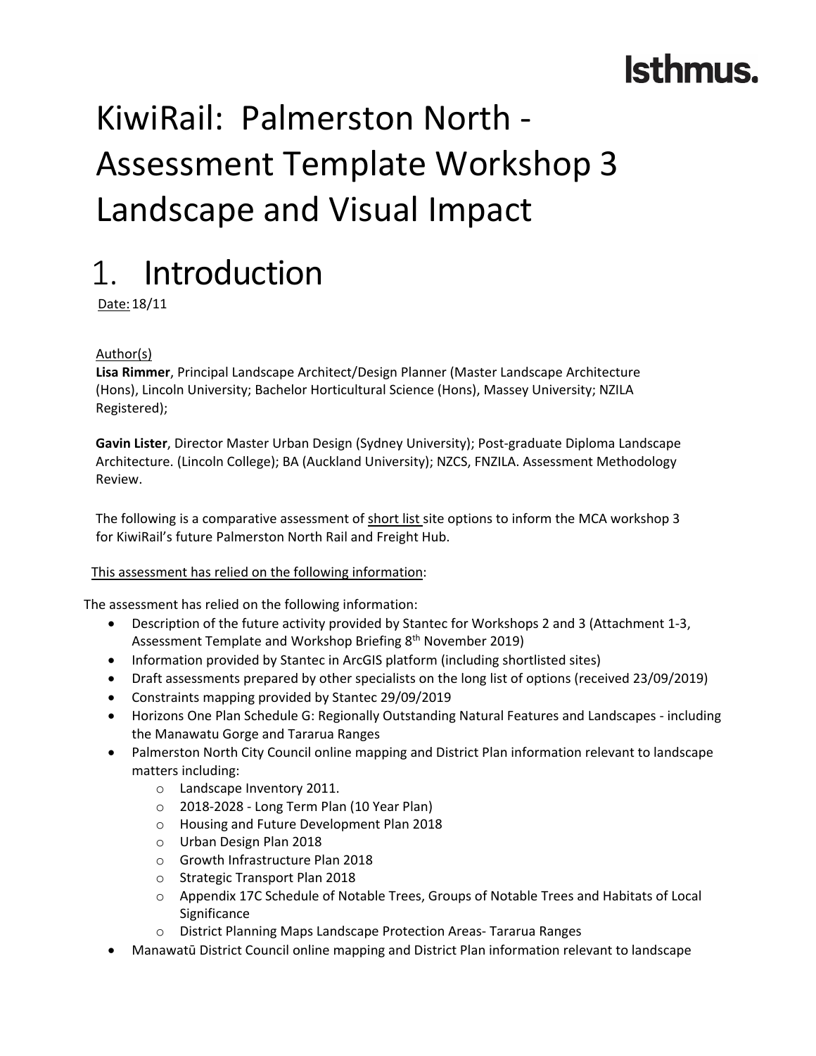Isthmus.

# KiwiRail: Palmerston North - Assessment Template Workshop 3 Landscape and Visual Impact

# 1. Introduction

Date: 18/11

Author(s)

**Lisa Rimmer**, Principal Landscape Architect/Design Planner (Master Landscape Architecture (Hons), Lincoln University; Bachelor Horticultural Science (Hons), Massey University; NZILA Registered);

**Gavin Lister**, Director Master Urban Design (Sydney University); Post-graduate Diploma Landscape Architecture. (Lincoln College); BA (Auckland University); NZCS, FNZILA. Assessment Methodology Review.

The following is a comparative assessment of short list site options to inform the MCA workshop 3 for KiwiRail's future Palmerston North Rail and Freight Hub.

This assessment has relied on the following information:

The assessment has relied on the following information:

- Description of the future activity provided by Stantec for Workshops 2 and 3 (Attachment 1-3, Assessment Template and Workshop Briefing 8th November 2019)
- Information provided by Stantec in ArcGIS platform (including shortlisted sites)
- Draft assessments prepared by other specialists on the long list of options (received 23/09/2019)
- Constraints mapping provided by Stantec 29/09/2019
- Horizons One Plan Schedule G: Regionally Outstanding Natural Features and Landscapes - including the Manawatu Gorge and Tararua Ranges
- Palmerston North City Council online mapping and District Plan information relevant to landscape matters including:
  - Landscape Inventory 2011.
  - 2018-2028 - Long Term Plan (10 Year Plan)
  - Housing and Future Development Plan 2018
  - Urban Design Plan 2018
  - Growth Infrastructure Plan 2018
  - Strategic Transport Plan 2018
  - Appendix 17C Schedule of Notable Trees, Groups of Notable Trees and Habitats of Local Significance
  - District Planning Maps Landscape Protection Areas- Tararua Ranges
- Manawatū District Council online mapping and District Plan information relevant to landscape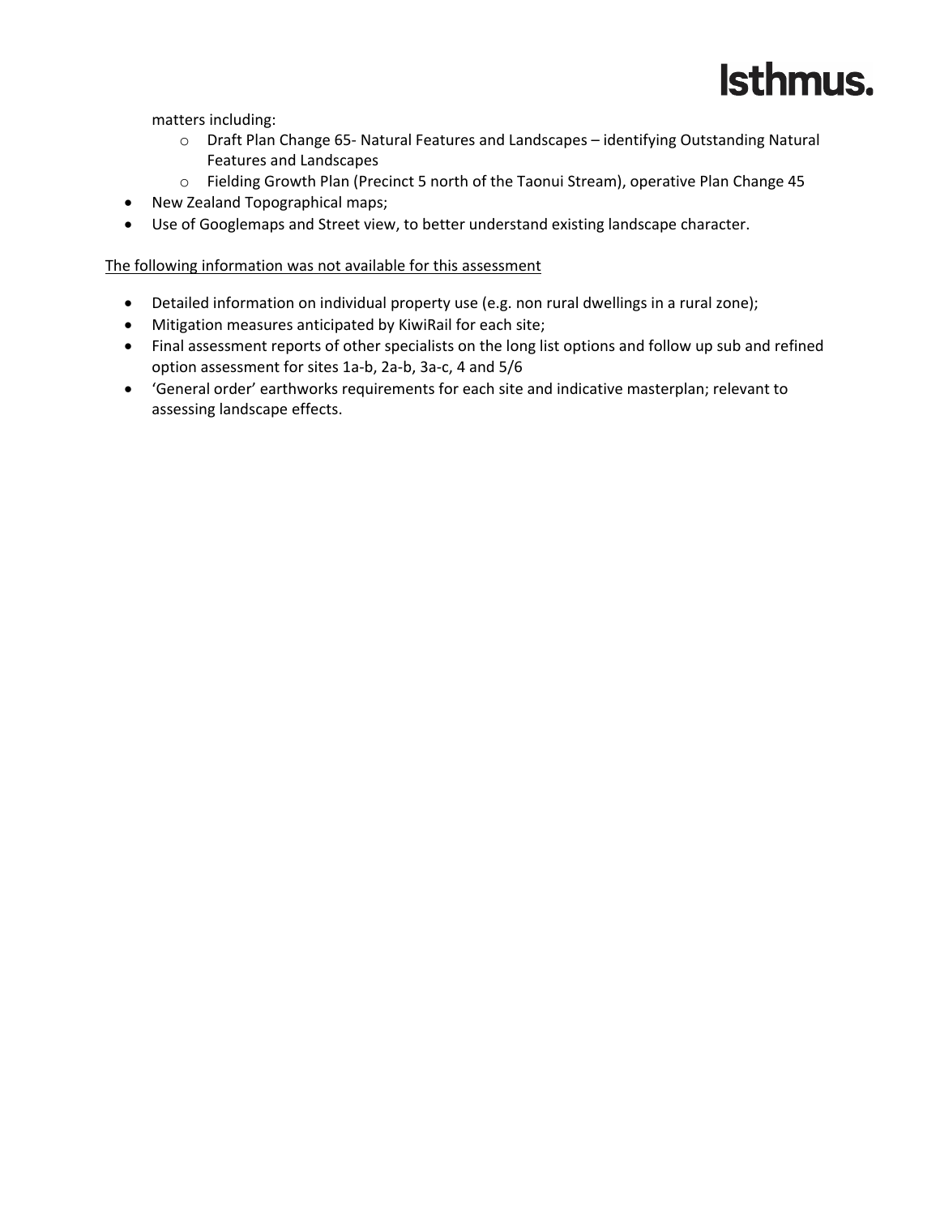matters including:

  - Draft Plan Change 65- Natural Features and Landscapes – identifying Outstanding Natural Features and Landscapes
  - Fielding Growth Plan (Precinct 5 north of the Taonui Stream), operative Plan Change 45
- New Zealand Topographical maps;
- Use of Googlemaps and Street view, to better understand existing landscape character.

<u>The following information was not available for this assessment</u>

- Detailed information on individual property use (e.g. non rural dwellings in a rural zone);
- Mitigation measures anticipated by KiwiRail for each site;
- Final assessment reports of other specialists on the long list options and follow up sub and refined option assessment for sites 1a-b, 2a-b, 3a-c, 4 and 5/6
- 'General order' earthworks requirements for each site and indicative masterplan; relevant to assessing landscape effects.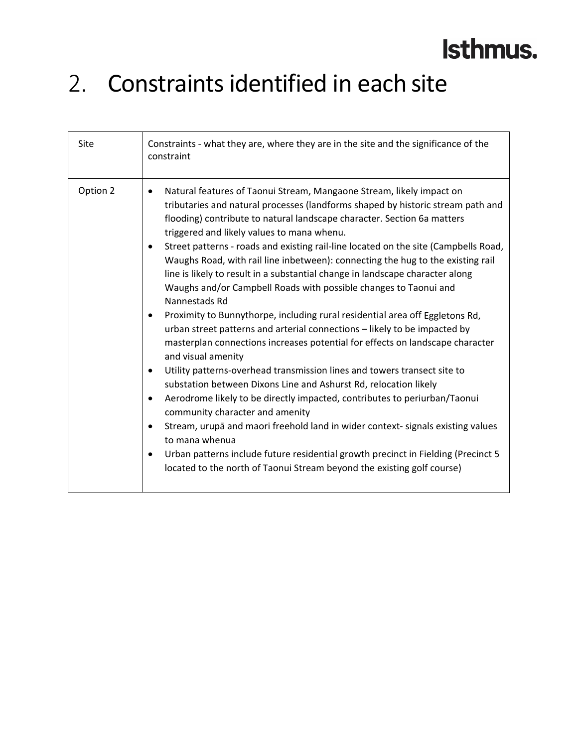# 2. Constraints identified in each site

| Site | Constraints - what they are, where they are in the site and the significance of the constraint |
|---|---|
| Option 2 | • Natural features of Taonui Stream, Mangaone Stream, likely impact on tributaries and natural processes (landforms shaped by historic stream path and flooding) contribute to natural landscape character. Section 6a matters triggered and likely values to mana whenu.<br>• Street patterns - roads and existing rail-line located on the site (Campbells Road, Waughs Road, with rail line inbetween): connecting the hug to the existing rail line is likely to result in a substantial change in landscape character along Waughs and/or Campbell Roads with possible changes to Taonui and Nannestads Rd<br>• Proximity to Bunnythorpe, including rural residential area off Eggletons Rd, urban street patterns and arterial connections – likely to be impacted by masterplan connections increases potential for effects on landscape character and visual amenity<br>• Utility patterns-overhead transmission lines and towers transect site to substation between Dixons Line and Ashurst Rd, relocation likely<br>• Aerodrome likely to be directly impacted, contributes to periurban/Taonui community character and amenity<br>• Stream, urupā and maori freehold land in wider context- signals existing values to mana whenua<br>• Urban patterns include future residential growth precinct in Fielding (Precinct 5 located to the north of Taonui Stream beyond the existing golf course) |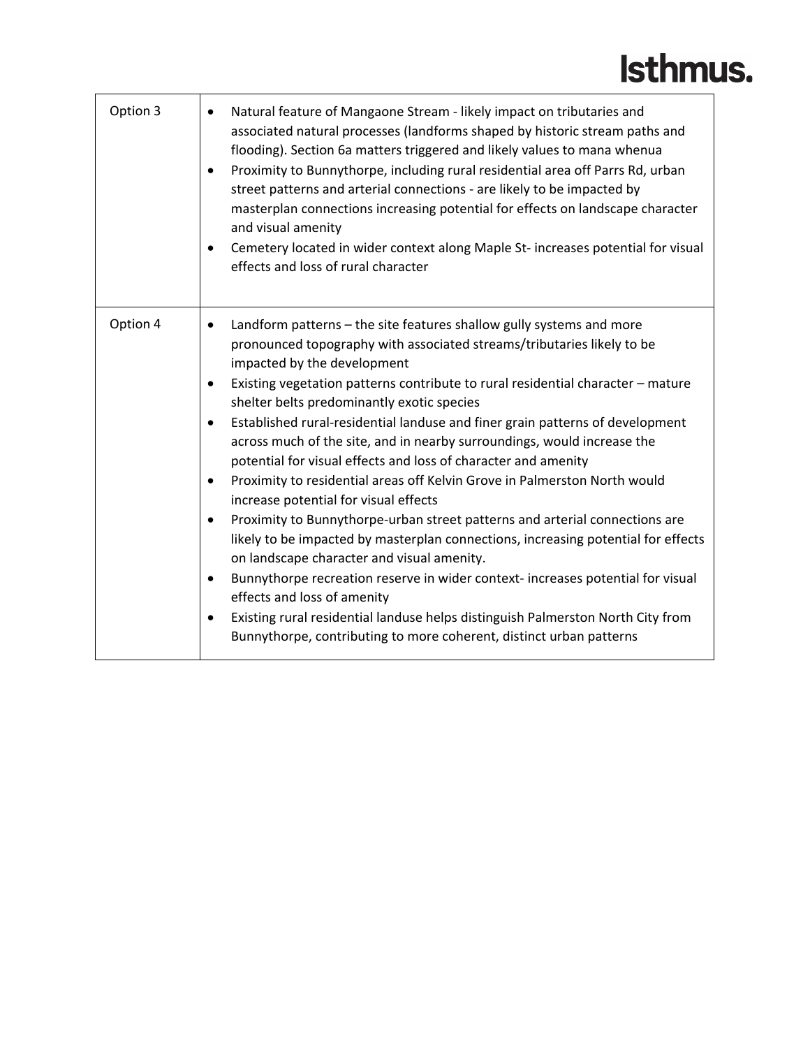| | |
|---|---|
| Option 3 | • Natural feature of Mangaone Stream - likely impact on tributaries and associated natural processes (landforms shaped by historic stream paths and flooding). Section 6a matters triggered and likely values to mana whenua<br>• Proximity to Bunnythorpe, including rural residential area off Parrs Rd, urban street patterns and arterial connections - are likely to be impacted by masterplan connections increasing potential for effects on landscape character and visual amenity<br>• Cemetery located in wider context along Maple St- increases potential for visual effects and loss of rural character |
| Option 4 | • Landform patterns – the site features shallow gully systems and more pronounced topography with associated streams/tributaries likely to be impacted by the development<br>• Existing vegetation patterns contribute to rural residential character – mature shelter belts predominantly exotic species<br>• Established rural-residential landuse and finer grain patterns of development across much of the site, and in nearby surroundings, would increase the potential for visual effects and loss of character and amenity<br>• Proximity to residential areas off Kelvin Grove in Palmerston North would increase potential for visual effects<br>• Proximity to Bunnythorpe-urban street patterns and arterial connections are likely to be impacted by masterplan connections, increasing potential for effects on landscape character and visual amenity.<br>• Bunnythorpe recreation reserve in wider context- increases potential for visual effects and loss of amenity<br>• Existing rural residential landuse helps distinguish Palmerston North City from Bunnythorpe, contributing to more coherent, distinct urban patterns |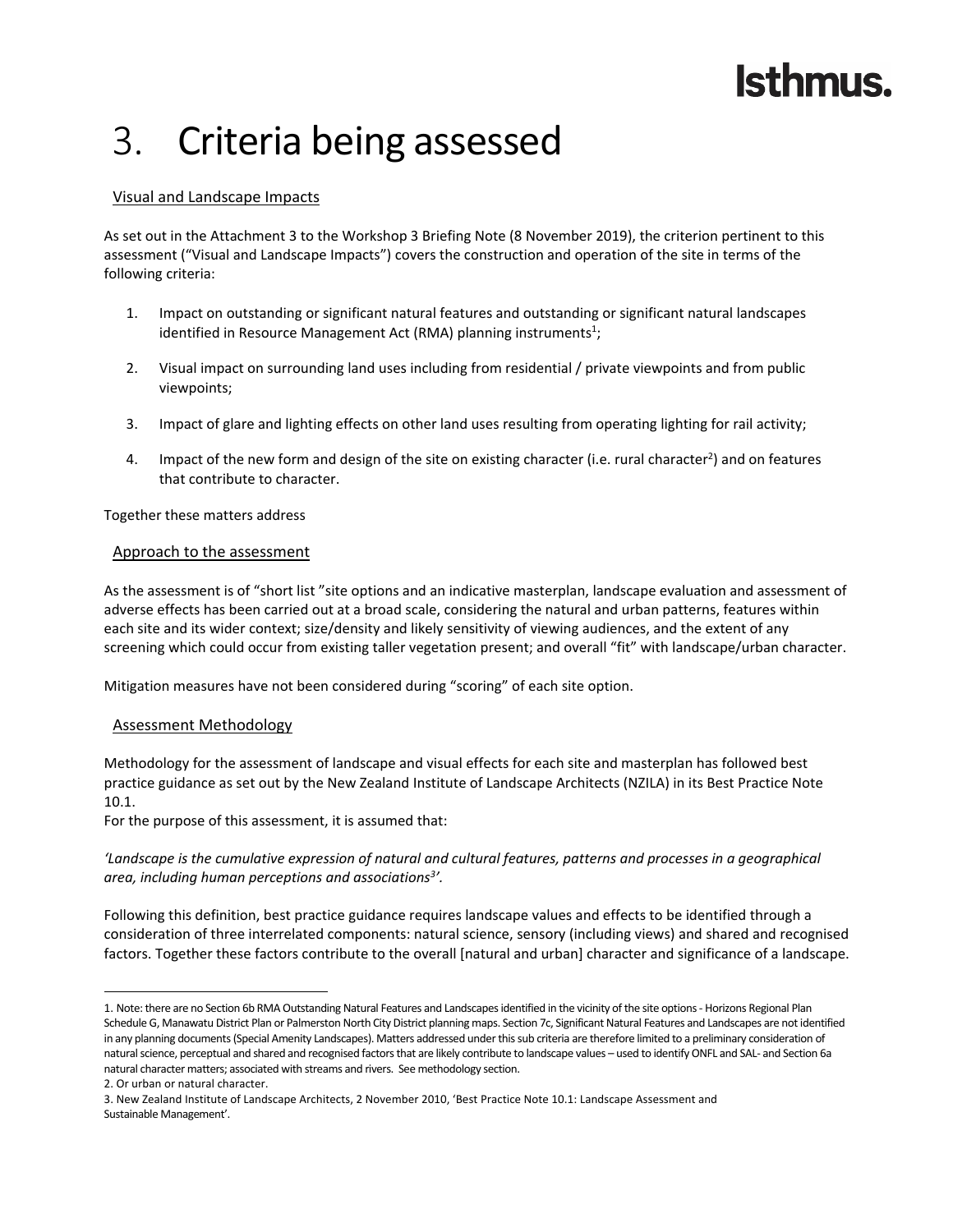# 3. Criteria being assessed

## Visual and Landscape Impacts

As set out in the Attachment 3 to the Workshop 3 Briefing Note (8 November 2019), the criterion pertinent to this assessment ("Visual and Landscape Impacts") covers the construction and operation of the site in terms of the following criteria:

1. Impact on outstanding or significant natural features and outstanding or significant natural landscapes identified in Resource Management Act (RMA) planning instruments[1];

2. Visual impact on surrounding land uses including from residential / private viewpoints and from public viewpoints;

3. Impact of glare and lighting effects on other land uses resulting from operating lighting for rail activity;

4. Impact of the new form and design of the site on existing character (i.e. rural character[2]) and on features that contribute to character.

Together these matters address

## Approach to the assessment

As the assessment is of "short list "site options and an indicative masterplan, landscape evaluation and assessment of adverse effects has been carried out at a broad scale, considering the natural and urban patterns, features within each site and its wider context; size/density and likely sensitivity of viewing audiences, and the extent of any screening which could occur from existing taller vegetation present; and overall "fit" with landscape/urban character.

Mitigation measures have not been considered during "scoring" of each site option.

## Assessment Methodology

Methodology for the assessment of landscape and visual effects for each site and masterplan has followed best practice guidance as set out by the New Zealand Institute of Landscape Architects (NZILA) in its Best Practice Note 10.1.
For the purpose of this assessment, it is assumed that:

*'Landscape is the cumulative expression of natural and cultural features, patterns and processes in a geographical area, including human perceptions and associations[3]'.*

Following this definition, best practice guidance requires landscape values and effects to be identified through a consideration of three interrelated components: natural science, sensory (including views) and shared and recognised factors. Together these factors contribute to the overall [natural and urban] character and significance of a landscape.

---

1. Note: there are no Section 6b RMA Outstanding Natural Features and Landscapes identified in the vicinity of the site options - Horizons Regional Plan Schedule G, Manawatu District Plan or Palmerston North City District planning maps. Section 7c, Significant Natural Features and Landscapes are not identified in any planning documents (Special Amenity Landscapes). Matters addressed under this sub criteria are therefore limited to a preliminary consideration of natural science, perceptual and shared and recognised factors that are likely contribute to landscape values – used to identify ONFL and SAL- and Section 6a natural character matters; associated with streams and rivers. See methodology section.

2. Or urban or natural character.

3. New Zealand Institute of Landscape Architects, 2 November 2010, 'Best Practice Note 10.1: Landscape Assessment and Sustainable Management'.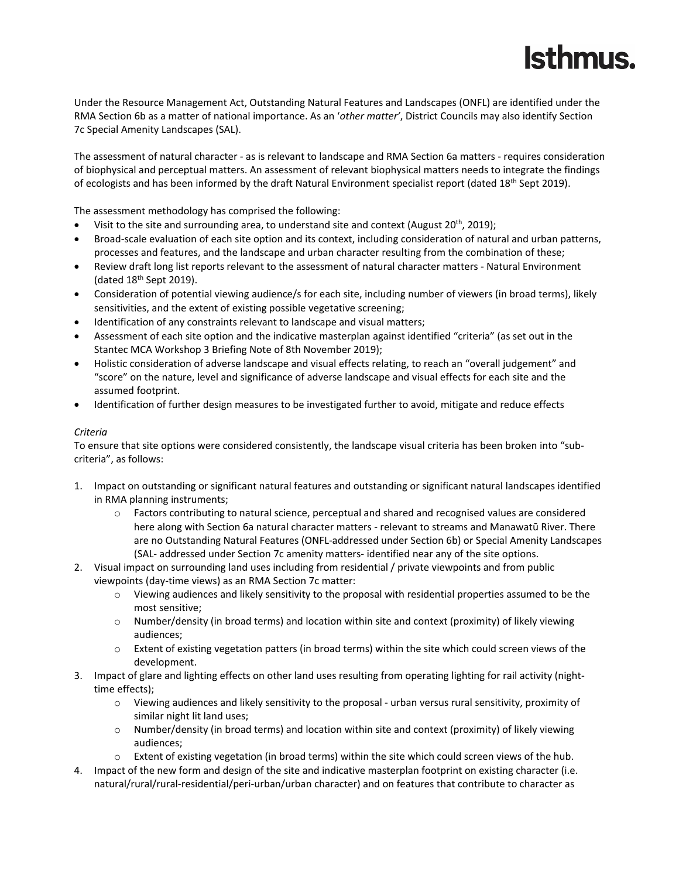Under the Resource Management Act, Outstanding Natural Features and Landscapes (ONFL) are identified under the RMA Section 6b as a matter of national importance. As an '*other matter*', District Councils may also identify Section 7c Special Amenity Landscapes (SAL).

The assessment of natural character - as is relevant to landscape and RMA Section 6a matters - requires consideration of biophysical and perceptual matters. An assessment of relevant biophysical matters needs to integrate the findings of ecologists and has been informed by the draft Natural Environment specialist report (dated 18th Sept 2019).

The assessment methodology has comprised the following:

- Visit to the site and surrounding area, to understand site and context (August 20th, 2019);
- Broad-scale evaluation of each site option and its context, including consideration of natural and urban patterns, processes and features, and the landscape and urban character resulting from the combination of these;
- Review draft long list reports relevant to the assessment of natural character matters - Natural Environment (dated 18th Sept 2019).
- Consideration of potential viewing audience/s for each site, including number of viewers (in broad terms), likely sensitivities, and the extent of existing possible vegetative screening;
- Identification of any constraints relevant to landscape and visual matters;
- Assessment of each site option and the indicative masterplan against identified "criteria" (as set out in the Stantec MCA Workshop 3 Briefing Note of 8th November 2019);
- Holistic consideration of adverse landscape and visual effects relating, to reach an "overall judgement" and "score" on the nature, level and significance of adverse landscape and visual effects for each site and the assumed footprint.
- Identification of further design measures to be investigated further to avoid, mitigate and reduce effects

*Criteria*

To ensure that site options were considered consistently, the landscape visual criteria has been broken into "sub-criteria", as follows:

1. Impact on outstanding or significant natural features and outstanding or significant natural landscapes identified in RMA planning instruments;
    - Factors contributing to natural science, perceptual and shared and recognised values are considered here along with Section 6a natural character matters - relevant to streams and Manawatū River. There are no Outstanding Natural Features (ONFL-addressed under Section 6b) or Special Amenity Landscapes (SAL- addressed under Section 7c amenity matters- identified near any of the site options.
2. Visual impact on surrounding land uses including from residential / private viewpoints and from public viewpoints (day-time views) as an RMA Section 7c matter:
    - Viewing audiences and likely sensitivity to the proposal with residential properties assumed to be the most sensitive;
    - Number/density (in broad terms) and location within site and context (proximity) of likely viewing audiences;
    - Extent of existing vegetation patters (in broad terms) within the site which could screen views of the development.
3. Impact of glare and lighting effects on other land uses resulting from operating lighting for rail activity (night-time effects);
    - Viewing audiences and likely sensitivity to the proposal - urban versus rural sensitivity, proximity of similar night lit land uses;
    - Number/density (in broad terms) and location within site and context (proximity) of likely viewing audiences;
    - Extent of existing vegetation (in broad terms) within the site which could screen views of the hub.
4. Impact of the new form and design of the site and indicative masterplan footprint on existing character (i.e. natural/rural/rural-residential/peri-urban/urban character) and on features that contribute to character as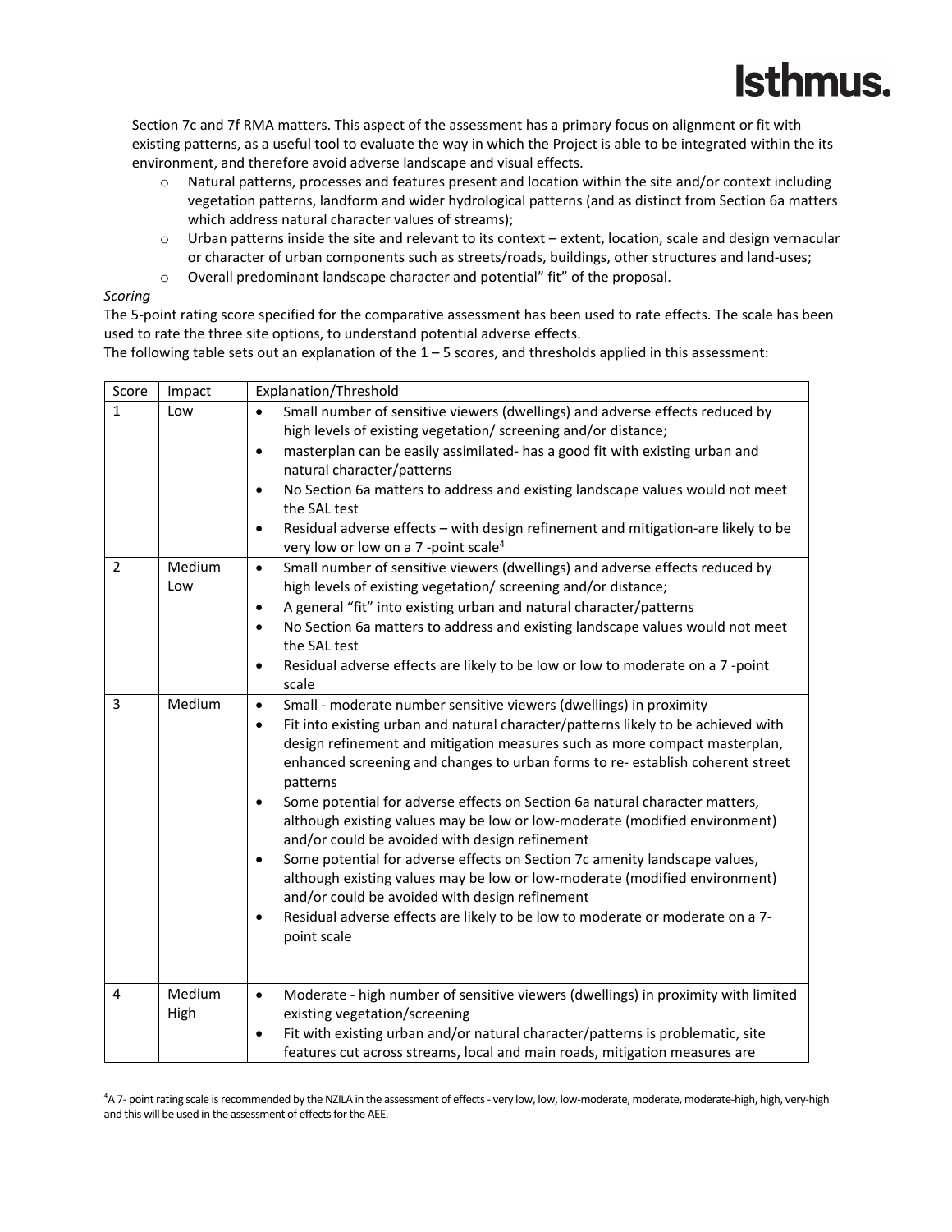Section 7c and 7f RMA matters. This aspect of the assessment has a primary focus on alignment or fit with existing patterns, as a useful tool to evaluate the way in which the Project is able to be integrated within the its environment, and therefore avoid adverse landscape and visual effects.

- Natural patterns, processes and features present and location within the site and/or context including vegetation patterns, landform and wider hydrological patterns (and as distinct from Section 6a matters which address natural character values of streams);
- Urban patterns inside the site and relevant to its context – extent, location, scale and design vernacular or character of urban components such as streets/roads, buildings, other structures and land-uses;
- Overall predominant landscape character and potential" fit" of the proposal.

*Scoring*

The 5-point rating score specified for the comparative assessment has been used to rate effects. The scale has been used to rate the three site options, to understand potential adverse effects.

The following table sets out an explanation of the 1 – 5 scores, and thresholds applied in this assessment:

| Score | Impact | Explanation/Threshold |
|---|---|---|
| 1 | Low | • Small number of sensitive viewers (dwellings) and adverse effects reduced by high levels of existing vegetation/ screening and/or distance;<br>• masterplan can be easily assimilated- has a good fit with existing urban and natural character/patterns<br>• No Section 6a matters to address and existing landscape values would not meet the SAL test<br>• Residual adverse effects – with design refinement and mitigation-are likely to be very low or low on a 7 -point scale[4] |
| 2 | Medium Low | • Small number of sensitive viewers (dwellings) and adverse effects reduced by high levels of existing vegetation/ screening and/or distance;<br>• A general "fit" into existing urban and natural character/patterns<br>• No Section 6a matters to address and existing landscape values would not meet the SAL test<br>• Residual adverse effects are likely to be low or low to moderate on a 7 -point scale |
| 3 | Medium | • Small - moderate number sensitive viewers (dwellings) in proximity<br>• Fit into existing urban and natural character/patterns likely to be achieved with design refinement and mitigation measures such as more compact masterplan, enhanced screening and changes to urban forms to re- establish coherent street patterns<br>• Some potential for adverse effects on Section 6a natural character matters, although existing values may be low or low-moderate (modified environment) and/or could be avoided with design refinement<br>• Some potential for adverse effects on Section 7c amenity landscape values, although existing values may be low or low-moderate (modified environment) and/or could be avoided with design refinement<br>• Residual adverse effects are likely to be low to moderate or moderate on a 7-point scale |
| 4 | Medium High | • Moderate - high number of sensitive viewers (dwellings) in proximity with limited existing vegetation/screening<br>• Fit with existing urban and/or natural character/patterns is problematic, site features cut across streams, local and main roads, mitigation measures are |

[4] A 7- point rating scale is recommended by the NZILA in the assessment of effects - very low, low, low-moderate, moderate, moderate-high, high, very-high and this will be used in the assessment of effects for the AEE.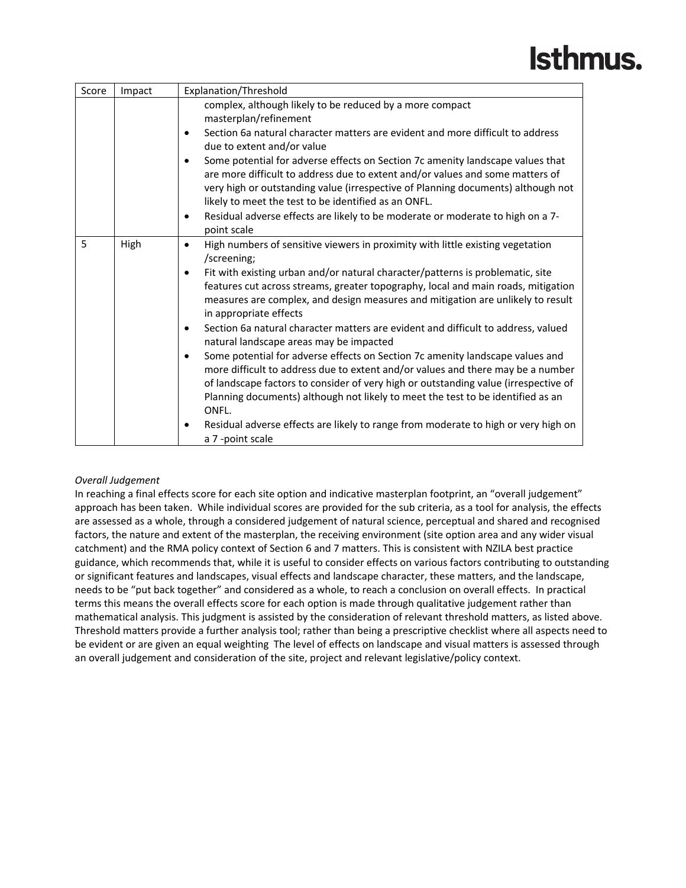| Score | Impact | Explanation/Threshold |
|---|---|---|
| | | complex, although likely to be reduced by a more compact masterplan/refinement<br>• Section 6a natural character matters are evident and more difficult to address due to extent and/or value<br>• Some potential for adverse effects on Section 7c amenity landscape values that are more difficult to address due to extent and/or values and some matters of very high or outstanding value (irrespective of Planning documents) although not likely to meet the test to be identified as an ONFL.<br>• Residual adverse effects are likely to be moderate or moderate to high on a 7-point scale |
| 5 | High | • High numbers of sensitive viewers in proximity with little existing vegetation /screening;<br>• Fit with existing urban and/or natural character/patterns is problematic, site features cut across streams, greater topography, local and main roads, mitigation measures are complex, and design measures and mitigation are unlikely to result in appropriate effects<br>• Section 6a natural character matters are evident and difficult to address, valued natural landscape areas may be impacted<br>• Some potential for adverse effects on Section 7c amenity landscape values and more difficult to address due to extent and/or values and there may be a number of landscape factors to consider of very high or outstanding value (irrespective of Planning documents) although not likely to meet the test to be identified as an ONFL.<br>• Residual adverse effects are likely to range from moderate to high or very high on a 7 -point scale |

*Overall Judgement*

In reaching a final effects score for each site option and indicative masterplan footprint, an "overall judgement" approach has been taken. While individual scores are provided for the sub criteria, as a tool for analysis, the effects are assessed as a whole, through a considered judgement of natural science, perceptual and shared and recognised factors, the nature and extent of the masterplan, the receiving environment (site option area and any wider visual catchment) and the RMA policy context of Section 6 and 7 matters. This is consistent with NZILA best practice guidance, which recommends that, while it is useful to consider effects on various factors contributing to outstanding or significant features and landscapes, visual effects and landscape character, these matters, and the landscape, needs to be "put back together" and considered as a whole, to reach a conclusion on overall effects. In practical terms this means the overall effects score for each option is made through qualitative judgement rather than mathematical analysis. This judgment is assisted by the consideration of relevant threshold matters, as listed above. Threshold matters provide a further analysis tool; rather than being a prescriptive checklist where all aspects need to be evident or are given an equal weighting The level of effects on landscape and visual matters is assessed through an overall judgement and consideration of the site, project and relevant legislative/policy context.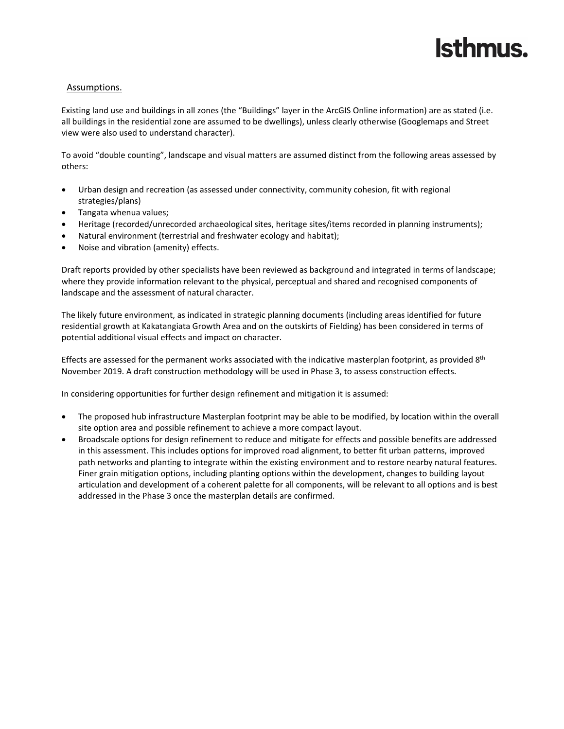## Assumptions.

Existing land use and buildings in all zones (the "Buildings" layer in the ArcGIS Online information) are as stated (i.e. all buildings in the residential zone are assumed to be dwellings), unless clearly otherwise (Googlemaps and Street view were also used to understand character).

To avoid "double counting", landscape and visual matters are assumed distinct from the following areas assessed by others:

- Urban design and recreation (as assessed under connectivity, community cohesion, fit with regional strategies/plans)
- Tangata whenua values;
- Heritage (recorded/unrecorded archaeological sites, heritage sites/items recorded in planning instruments);
- Natural environment (terrestrial and freshwater ecology and habitat);
- Noise and vibration (amenity) effects.

Draft reports provided by other specialists have been reviewed as background and integrated in terms of landscape; where they provide information relevant to the physical, perceptual and shared and recognised components of landscape and the assessment of natural character.

The likely future environment, as indicated in strategic planning documents (including areas identified for future residential growth at Kakatangiata Growth Area and on the outskirts of Fielding) has been considered in terms of potential additional visual effects and impact on character.

Effects are assessed for the permanent works associated with the indicative masterplan footprint, as provided 8th November 2019. A draft construction methodology will be used in Phase 3, to assess construction effects.

In considering opportunities for further design refinement and mitigation it is assumed:

- The proposed hub infrastructure Masterplan footprint may be able to be modified, by location within the overall site option area and possible refinement to achieve a more compact layout.
- Broadscale options for design refinement to reduce and mitigate for effects and possible benefits are addressed in this assessment. This includes options for improved road alignment, to better fit urban patterns, improved path networks and planting to integrate within the existing environment and to restore nearby natural features. Finer grain mitigation options, including planting options within the development, changes to building layout articulation and development of a coherent palette for all components, will be relevant to all options and is best addressed in the Phase 3 once the masterplan details are confirmed.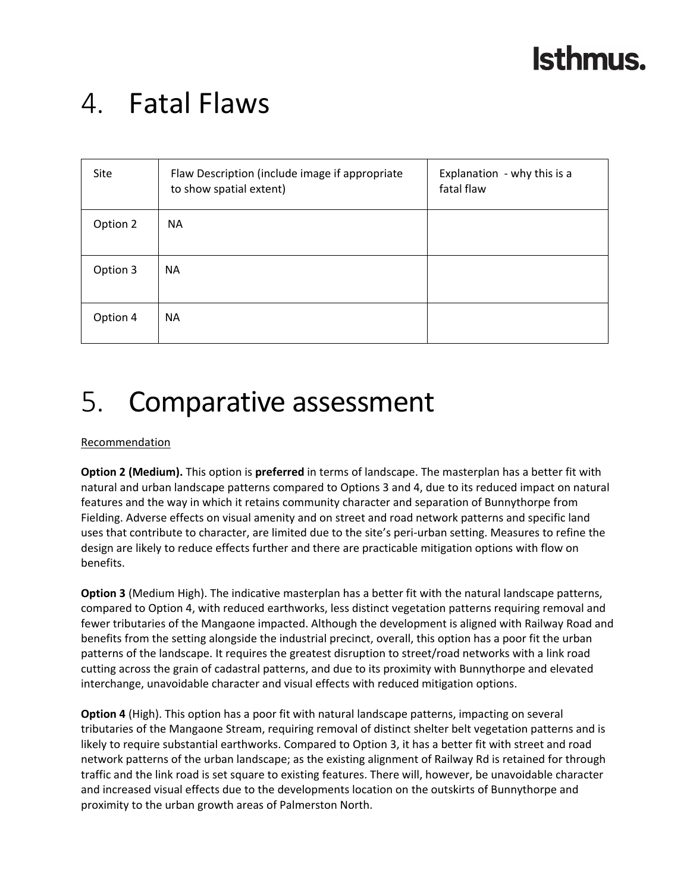# 4. Fatal Flaws

| Site | Flaw Description (include image if appropriate to show spatial extent) | Explanation - why this is a fatal flaw |
| --- | --- | --- |
| Option 2 | NA | |
| Option 3 | NA | |
| Option 4 | NA | |

# 5. Comparative assessment

<u>Recommendation</u>

**Option 2 (Medium).** This option is **preferred** in terms of landscape. The masterplan has a better fit with natural and urban landscape patterns compared to Options 3 and 4, due to its reduced impact on natural features and the way in which it retains community character and separation of Bunnythorpe from Fielding. Adverse effects on visual amenity and on street and road network patterns and specific land uses that contribute to character, are limited due to the site's peri-urban setting. Measures to refine the design are likely to reduce effects further and there are practicable mitigation options with flow on benefits.

**Option 3** (Medium High). The indicative masterplan has a better fit with the natural landscape patterns, compared to Option 4, with reduced earthworks, less distinct vegetation patterns requiring removal and fewer tributaries of the Mangaone impacted. Although the development is aligned with Railway Road and benefits from the setting alongside the industrial precinct, overall, this option has a poor fit the urban patterns of the landscape. It requires the greatest disruption to street/road networks with a link road cutting across the grain of cadastral patterns, and due to its proximity with Bunnythorpe and elevated interchange, unavoidable character and visual effects with reduced mitigation options.

**Option 4** (High). This option has a poor fit with natural landscape patterns, impacting on several tributaries of the Mangaone Stream, requiring removal of distinct shelter belt vegetation patterns and is likely to require substantial earthworks. Compared to Option 3, it has a better fit with street and road network patterns of the urban landscape; as the existing alignment of Railway Rd is retained for through traffic and the link road is set square to existing features. There will, however, be unavoidable character and increased visual effects due to the developments location on the outskirts of Bunnythorpe and proximity to the urban growth areas of Palmerston North.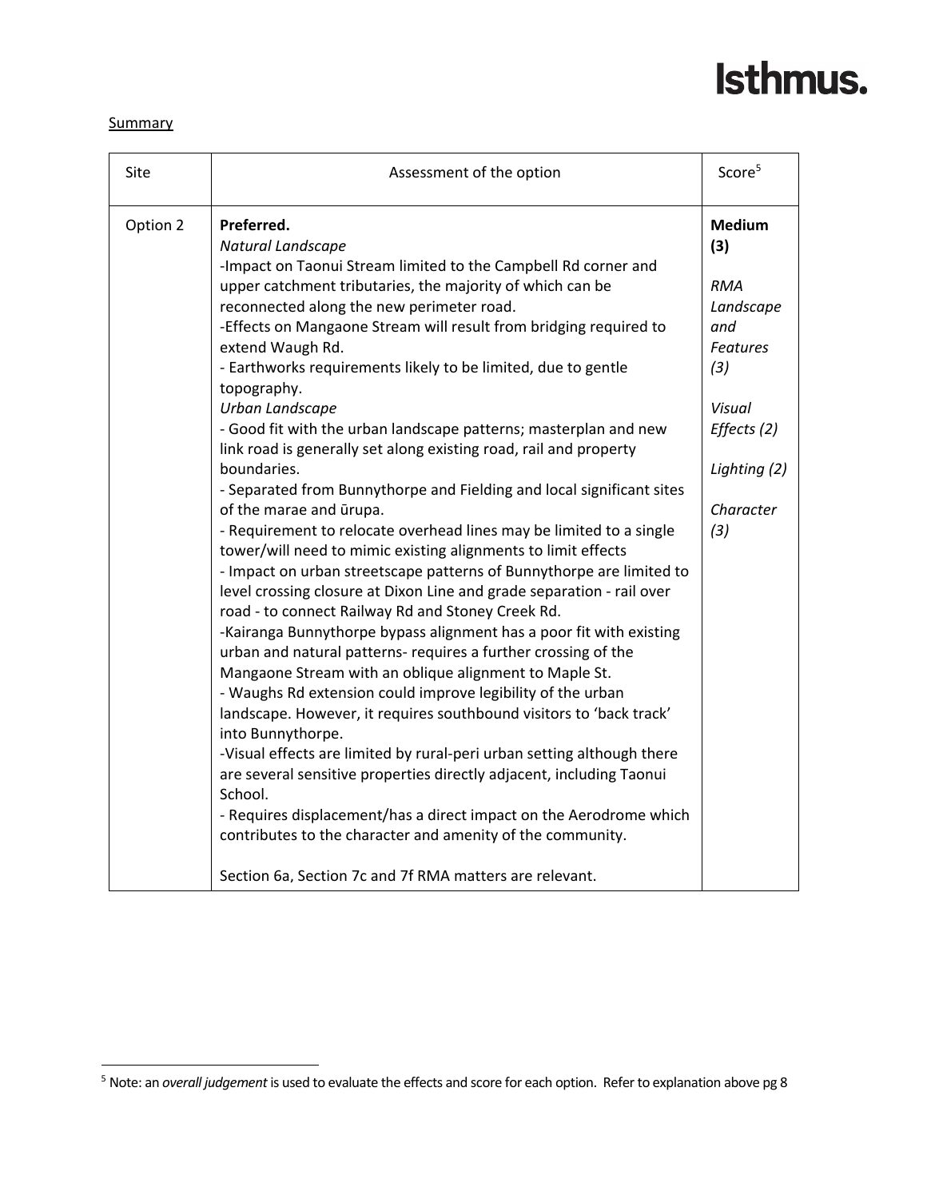Summary

| Site | Assessment of the option | Score[5] |
|---|---|---|
| Option 2 | **Preferred.**<br>*Natural Landscape*<br>-Impact on Taonui Stream limited to the Campbell Rd corner and upper catchment tributaries, the majority of which can be reconnected along the new perimeter road.<br>-Effects on Mangaone Stream will result from bridging required to extend Waugh Rd.<br>- Earthworks requirements likely to be limited, due to gentle topography.<br>*Urban Landscape*<br>- Good fit with the urban landscape patterns; masterplan and new link road is generally set along existing road, rail and property boundaries.<br>- Separated from Bunnythorpe and Fielding and local significant sites of the marae and ūrupa.<br>- Requirement to relocate overhead lines may be limited to a single tower/will need to mimic existing alignments to limit effects<br>- Impact on urban streetscape patterns of Bunnythorpe are limited to level crossing closure at Dixon Line and grade separation - rail over road - to connect Railway Rd and Stoney Creek Rd.<br>-Kairanga Bunnythorpe bypass alignment has a poor fit with existing urban and natural patterns- requires a further crossing of the Mangaone Stream with an oblique alignment to Maple St.<br>- Waughs Rd extension could improve legibility of the urban landscape. However, it requires southbound visitors to 'back track' into Bunnythorpe.<br>-Visual effects are limited by rural-peri urban setting although there are several sensitive properties directly adjacent, including Taonui School.<br>- Requires displacement/has a direct impact on the Aerodrome which contributes to the character and amenity of the community.<br><br>Section 6a, Section 7c and 7f RMA matters are relevant. | **Medium (3)**<br><br>*RMA Landscape and Features (3)*<br><br>*Visual Effects (2)*<br><br>*Lighting (2)*<br><br>*Character (3)* |

[5] Note: an *overall judgement* is used to evaluate the effects and score for each option. Refer to explanation above pg 8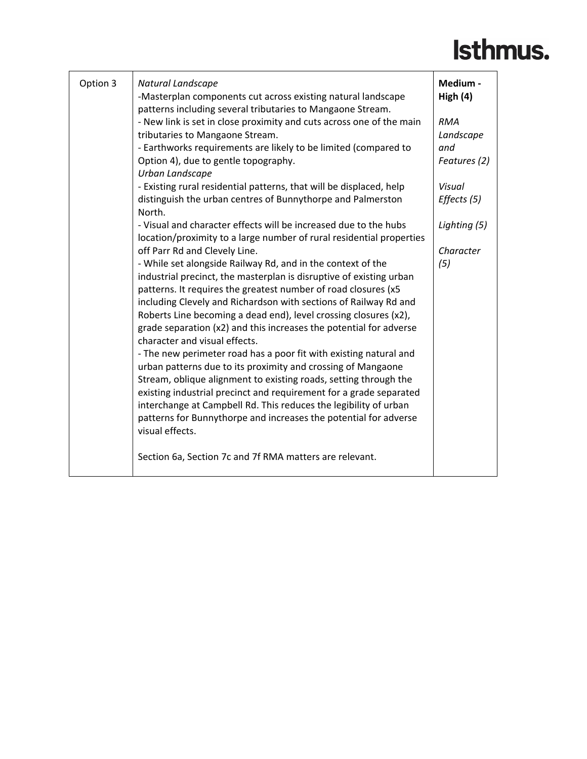| Option 3 | *Natural Landscape*<br>-Masterplan components cut across existing natural landscape patterns including several tributaries to Mangaone Stream.<br>- New link is set in close proximity and cuts across one of the main tributaries to Mangaone Stream.<br>- Earthworks requirements are likely to be limited (compared to Option 4), due to gentle topography.<br>*Urban Landscape*<br>- Existing rural residential patterns, that will be displaced, help distinguish the urban centres of Bunnythorpe and Palmerston North.<br>- Visual and character effects will be increased due to the hubs location/proximity to a large number of rural residential properties off Parr Rd and Clevely Line.<br>- While set alongside Railway Rd, and in the context of the industrial precinct, the masterplan is disruptive of existing urban patterns. It requires the greatest number of road closures (x5 including Clevely and Richardson with sections of Railway Rd and Roberts Line becoming a dead end), level crossing closures (x2), grade separation (x2) and this increases the potential for adverse character and visual effects.<br>- The new perimeter road has a poor fit with existing natural and urban patterns due to its proximity and crossing of Mangaone Stream, oblique alignment to existing roads, setting through the existing industrial precinct and requirement for a grade separated interchange at Campbell Rd. This reduces the legibility of urban patterns for Bunnythorpe and increases the potential for adverse visual effects.<br><br>Section 6a, Section 7c and 7f RMA matters are relevant. | **Medium - High (4)**<br><br>*RMA Landscape and Features (2)*<br><br>*Visual Effects (5)*<br><br>*Lighting (5)*<br><br>*Character (5)* |
|---|---|---|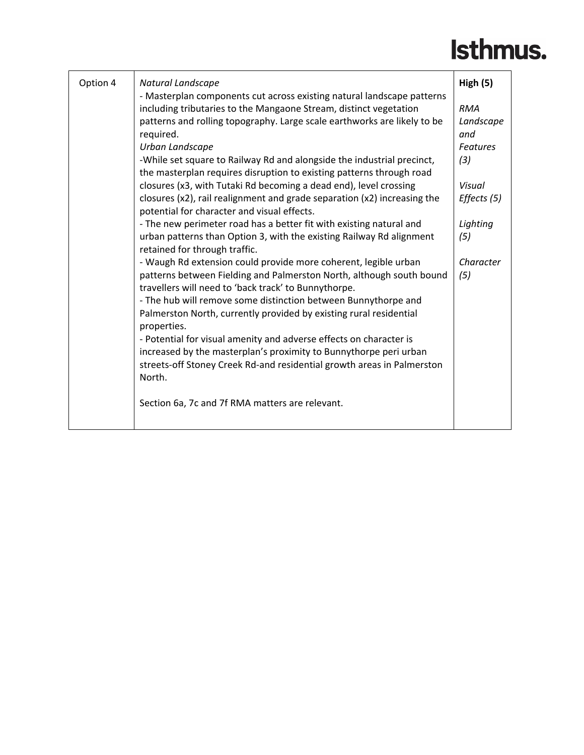| | | |
|---|---|---|
| Option 4 | *Natural Landscape*<br>- Masterplan components cut across existing natural landscape patterns including tributaries to the Mangaone Stream, distinct vegetation patterns and rolling topography. Large scale earthworks are likely to be required.<br>*Urban Landscape*<br>-While set square to Railway Rd and alongside the industrial precinct, the masterplan requires disruption to existing patterns through road closures (x3, with Tutaki Rd becoming a dead end), level crossing closures (x2), rail realignment and grade separation (x2) increasing the potential for character and visual effects.<br>- The new perimeter road has a better fit with existing natural and urban patterns than Option 3, with the existing Railway Rd alignment retained for through traffic.<br>- Waugh Rd extension could provide more coherent, legible urban patterns between Fielding and Palmerston North, although south bound travellers will need to 'back track' to Bunnythorpe.<br>- The hub will remove some distinction between Bunnythorpe and Palmerston North, currently provided by existing rural residential properties.<br>- Potential for visual amenity and adverse effects on character is increased by the masterplan's proximity to Bunnythorpe peri urban streets-off Stoney Creek Rd-and residential growth areas in Palmerston North.<br><br>Section 6a, 7c and 7f RMA matters are relevant. | **High (5)**<br><br>*RMA Landscape and Features (3)*<br><br>*Visual Effects (5)*<br><br>*Lighting (5)*<br><br>*Character (5)* |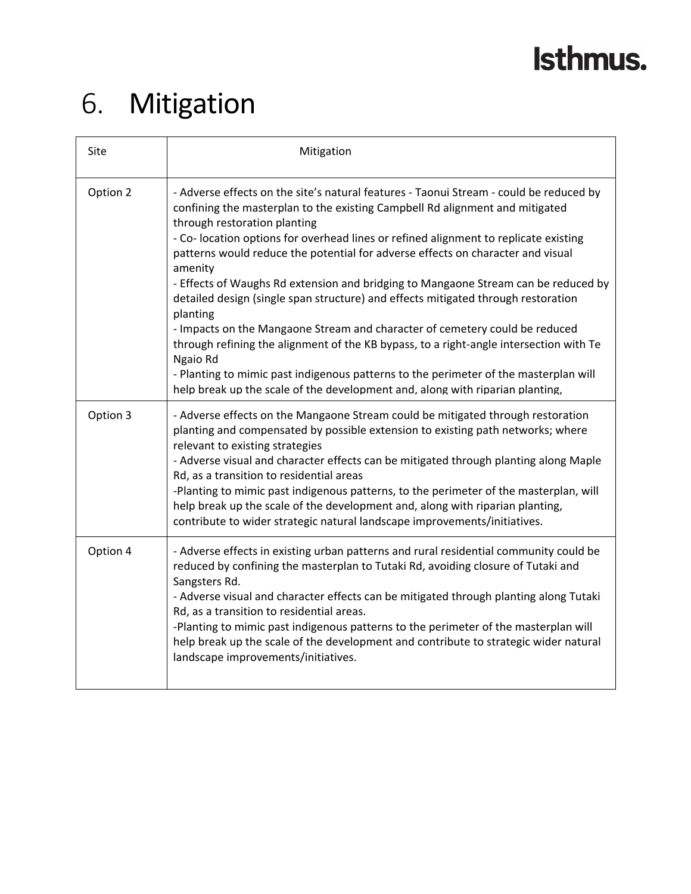# 6. Mitigation

| Site | Mitigation |
|---|---|
| Option 2 | - Adverse effects on the site's natural features - Taonui Stream - could be reduced by confining the masterplan to the existing Campbell Rd alignment and mitigated through restoration planting<br>- Co- location options for overhead lines or refined alignment to replicate existing patterns would reduce the potential for adverse effects on character and visual amenity<br>- Effects of Waughs Rd extension and bridging to Mangaone Stream can be reduced by detailed design (single span structure) and effects mitigated through restoration planting<br>- Impacts on the Mangaone Stream and character of cemetery could be reduced through refining the alignment of the KB bypass, to a right-angle intersection with Te Ngaio Rd<br>- Planting to mimic past indigenous patterns to the perimeter of the masterplan will help break up the scale of the development and, along with riparian planting, |
| Option 3 | - Adverse effects on the Mangaone Stream could be mitigated through restoration planting and compensated by possible extension to existing path networks; where relevant to existing strategies<br>- Adverse visual and character effects can be mitigated through planting along Maple Rd, as a transition to residential areas<br>-Planting to mimic past indigenous patterns, to the perimeter of the masterplan, will help break up the scale of the development and, along with riparian planting, contribute to wider strategic natural landscape improvements/initiatives. |
| Option 4 | - Adverse effects in existing urban patterns and rural residential community could be reduced by confining the masterplan to Tutaki Rd, avoiding closure of Tutaki and Sangsters Rd.<br>- Adverse visual and character effects can be mitigated through planting along Tutaki Rd, as a transition to residential areas.<br>-Planting to mimic past indigenous patterns to the perimeter of the masterplan will help break up the scale of the development and contribute to strategic wider natural landscape improvements/initiatives. |